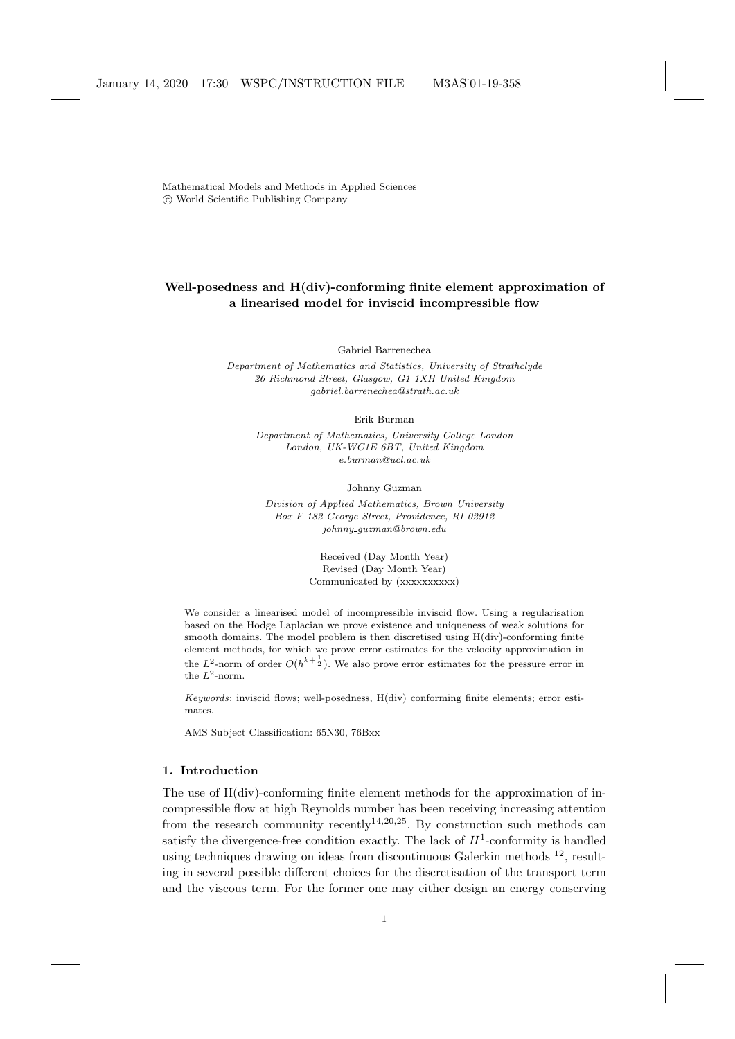Mathematical Models and Methods in Applied Sciences
© World Scientific Publishing Company

# Well-posedness and H(div)-conforming finite element approximation of a linearised model for inviscid incompressible flow

Gabriel Barrenechea

*Department of Mathematics and Statistics, University of Strathclyde*
*26 Richmond Street, Glasgow, G1 1XH United Kingdom*
*gabriel.barrenechea@strath.ac.uk*

Erik Burman

*Department of Mathematics, University College London*
*London, UK-WC1E 6BT, United Kingdom*
*e.burman@ucl.ac.uk*

Johnny Guzman

*Division of Applied Mathematics, Brown University*
*Box F 182 George Street, Providence, RI 02912*
*johnny_guzman@brown.edu*

Received (Day Month Year)
Revised (Day Month Year)
Communicated by (xxxxxxxxxx)

We consider a linearised model of incompressible inviscid flow. Using a regularisation based on the Hodge Laplacian we prove existence and uniqueness of weak solutions for smooth domains. The model problem is then discretised using H(div)-conforming finite element methods, for which we prove error estimates for the velocity approximation in the $L^2$-norm of order $O(h^{k+\frac{1}{2}})$. We also prove error estimates for the pressure error in the $L^2$-norm.

*Keywords*: inviscid flows; well-posedness, H(div) conforming finite elements; error estimates.

AMS Subject Classification: 65N30, 76Bxx

## 1. Introduction

The use of H(div)-conforming finite element methods for the approximation of incompressible flow at high Reynolds number has been receiving increasing attention from the research community recently[14,20,25]. By construction such methods can satisfy the divergence-free condition exactly. The lack of $H^1$-conformity is handled using techniques drawing on ideas from discontinuous Galerkin methods [12], resulting in several possible different choices for the discretisation of the transport term and the viscous term. For the former one may either design an energy conserving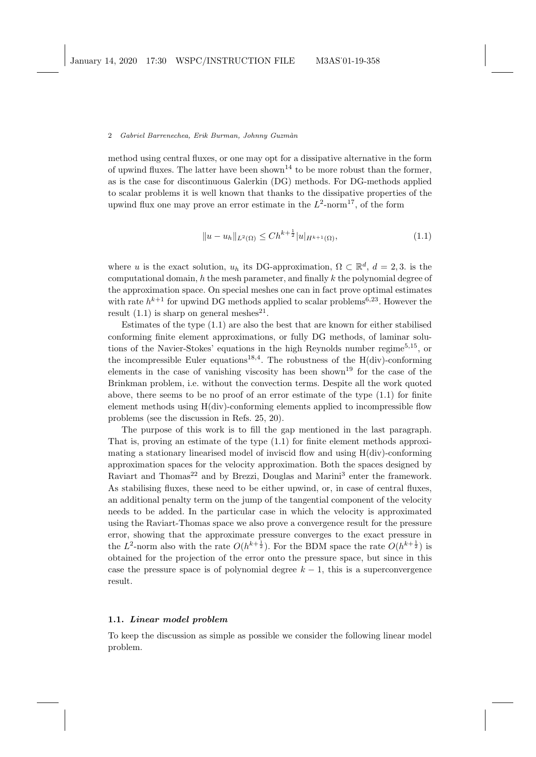method using central fluxes, or one may opt for a dissipative alternative in the form of upwind fluxes. The latter have been shown[14] to be more robust than the former, as is the case for discontinuous Galerkin (DG) methods. For DG-methods applied to scalar problems it is well known that thanks to the dissipative properties of the upwind flux one may prove an error estimate in the $L^2$-norm[17], of the form

$$\|u - u_h\|_{L^2(\Omega)} \leq Ch^{k+\frac{1}{2}} |u|_{H^{k+1}(\Omega)}, \tag{1.1}$$

where $u$ is the exact solution, $u_h$ its DG-approximation, $\Omega \subset \mathbb{R}^d$, $d = 2, 3$. is the computational domain, $h$ the mesh parameter, and finally $k$ the polynomial degree of the approximation space. On special meshes one can in fact prove optimal estimates with rate $h^{k+1}$ for upwind DG methods applied to scalar problems[6,23]. However the result (1.1) is sharp on general meshes[21].

Estimates of the type (1.1) are also the best that are known for either stabilised conforming finite element approximations, or fully DG methods, of laminar solutions of the Navier-Stokes' equations in the high Reynolds number regime[5,15], or the incompressible Euler equations[18,4]. The robustness of the H(div)-conforming elements in the case of vanishing viscosity has been shown[19] for the case of the Brinkman problem, i.e. without the convection terms. Despite all the work quoted above, there seems to be no proof of an error estimate of the type (1.1) for finite element methods using H(div)-conforming elements applied to incompressible flow problems (see the discussion in Refs. 25, 20).

The purpose of this work is to fill the gap mentioned in the last paragraph. That is, proving an estimate of the type (1.1) for finite element methods approximating a stationary linearised model of inviscid flow and using H(div)-conforming approximation spaces for the velocity approximation. Both the spaces designed by Raviart and Thomas[22] and by Brezzi, Douglas and Marini[3] enter the framework. As stabilising fluxes, these need to be either upwind, or, in case of central fluxes, an additional penalty term on the jump of the tangential component of the velocity needs to be added. In the particular case in which the velocity is approximated using the Raviart-Thomas space we also prove a convergence result for the pressure error, showing that the approximate pressure converges to the exact pressure in the $L^2$-norm also with the rate $O(h^{k+\frac{1}{2}})$. For the BDM space the rate $O(h^{k+\frac{1}{2}})$ is obtained for the projection of the error onto the pressure space, but since in this case the pressure space is of polynomial degree $k-1$, this is a superconvergence result.

### 1.1. *Linear model problem*

To keep the discussion as simple as possible we consider the following linear model problem.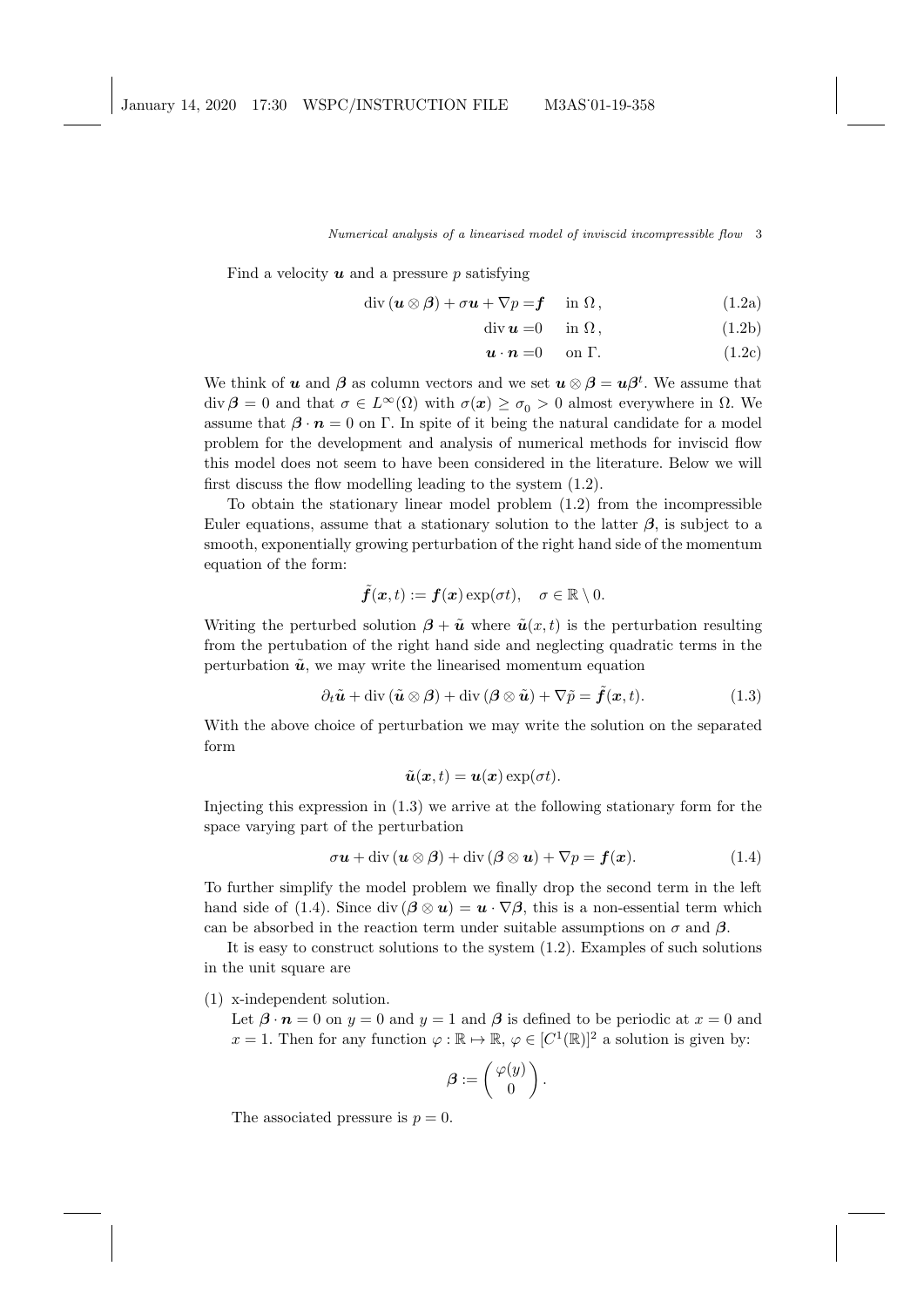Find a velocity $\boldsymbol{u}$ and a pressure $p$ satisfying

$$\operatorname{div}(\boldsymbol{u} \otimes \boldsymbol{\beta}) + \sigma \boldsymbol{u} + \nabla p = \boldsymbol{f} \quad \text{in } \Omega\,, \tag{1.2a}$$

$$\operatorname{div} \boldsymbol{u} = 0 \quad \text{in } \Omega\,, \tag{1.2b}$$

$$\boldsymbol{u} \cdot \boldsymbol{n} = 0 \quad \text{on } \Gamma. \tag{1.2c}$$

We think of $\boldsymbol{u}$ and $\boldsymbol{\beta}$ as column vectors and we set $\boldsymbol{u} \otimes \boldsymbol{\beta} = \boldsymbol{u}\boldsymbol{\beta}^t$. We assume that $\operatorname{div} \boldsymbol{\beta} = 0$ and that $\sigma \in L^\infty(\Omega)$ with $\sigma(\boldsymbol{x}) \geq \sigma_0 > 0$ almost everywhere in $\Omega$. We assume that $\boldsymbol{\beta} \cdot \boldsymbol{n} = 0$ on $\Gamma$. In spite of it being the natural candidate for a model problem for the development and analysis of numerical methods for inviscid flow this model does not seem to have been considered in the literature. Below we will first discuss the flow modelling leading to the system (1.2).

To obtain the stationary linear model problem (1.2) from the incompressible Euler equations, assume that a stationary solution to the latter $\boldsymbol{\beta}$, is subject to a smooth, exponentially growing perturbation of the right hand side of the momentum equation of the form:

$$\tilde{\boldsymbol{f}}(\boldsymbol{x}, t) := \boldsymbol{f}(\boldsymbol{x}) \exp(\sigma t), \quad \sigma \in \mathbb{R} \setminus 0.$$

Writing the perturbed solution $\boldsymbol{\beta} + \tilde{\boldsymbol{u}}$ where $\tilde{\boldsymbol{u}}(x, t)$ is the perturbation resulting from the pertubation of the right hand side and neglecting quadratic terms in the perturbation $\tilde{\boldsymbol{u}}$, we may write the linearised momentum equation

$$\partial_t \tilde{\boldsymbol{u}} + \operatorname{div}(\tilde{\boldsymbol{u}} \otimes \boldsymbol{\beta}) + \operatorname{div}(\boldsymbol{\beta} \otimes \tilde{\boldsymbol{u}}) + \nabla \tilde{p} = \tilde{\boldsymbol{f}}(\boldsymbol{x}, t). \tag{1.3}$$

With the above choice of perturbation we may write the solution on the separated form

$$\tilde{\boldsymbol{u}}(\boldsymbol{x}, t) = \boldsymbol{u}(\boldsymbol{x}) \exp(\sigma t).$$

Injecting this expression in (1.3) we arrive at the following stationary form for the space varying part of the perturbation

$$\sigma \boldsymbol{u} + \operatorname{div}(\boldsymbol{u} \otimes \boldsymbol{\beta}) + \operatorname{div}(\boldsymbol{\beta} \otimes \boldsymbol{u}) + \nabla p = \boldsymbol{f}(\boldsymbol{x}). \tag{1.4}$$

To further simplify the model problem we finally drop the second term in the left hand side of (1.4). Since $\operatorname{div}(\boldsymbol{\beta} \otimes \boldsymbol{u}) = \boldsymbol{u} \cdot \nabla \boldsymbol{\beta}$, this is a non-essential term which can be absorbed in the reaction term under suitable assumptions on $\sigma$ and $\boldsymbol{\beta}$.

It is easy to construct solutions to the system (1.2). Examples of such solutions in the unit square are

(1) x-independent solution.
Let $\boldsymbol{\beta} \cdot \boldsymbol{n} = 0$ on $y = 0$ and $y = 1$ and $\boldsymbol{\beta}$ is defined to be periodic at $x = 0$ and $x = 1$. Then for any function $\varphi : \mathbb{R} \mapsto \mathbb{R}$, $\varphi \in [C^1(\mathbb{R})]^2$ a solution is given by:

$$\boldsymbol{\beta} := \begin{pmatrix} \varphi(y) \\ 0 \end{pmatrix}.$$

The associated pressure is $p = 0$.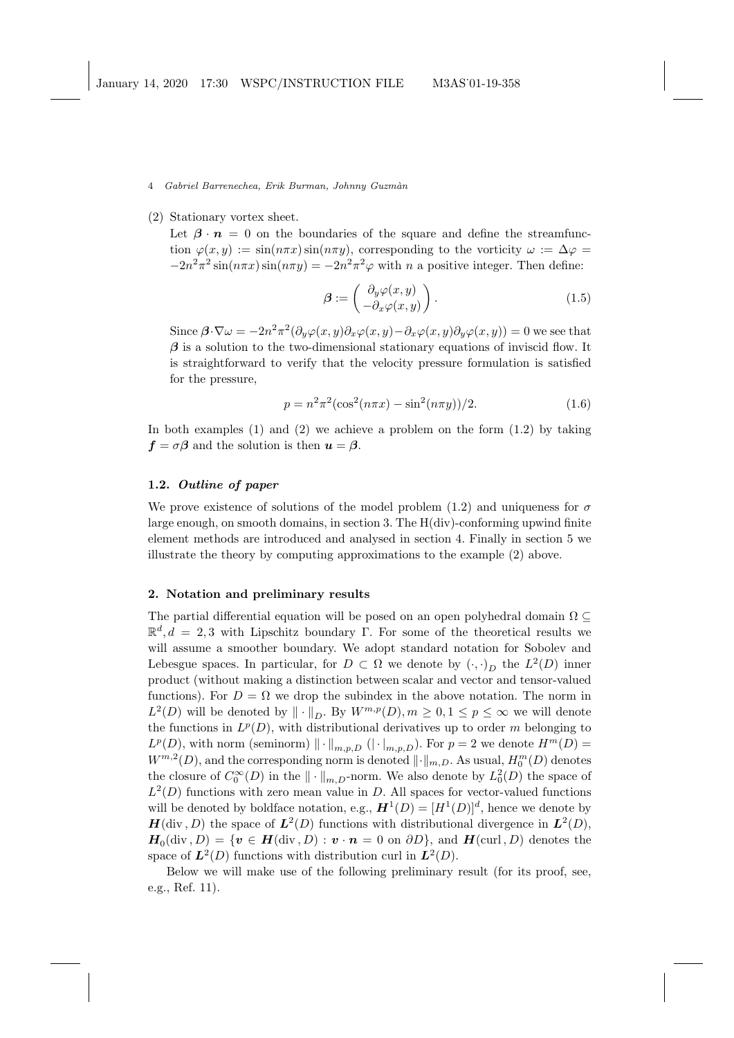(2) Stationary vortex sheet.

Let $\boldsymbol{\beta} \cdot \boldsymbol{n} = 0$ on the boundaries of the square and define the streamfunction $\varphi(x, y) := \sin(n\pi x)\sin(n\pi y)$, corresponding to the vorticity $\omega := \Delta\varphi = -2n^2\pi^2 \sin(n\pi x)\sin(n\pi y) = -2n^2\pi^2\varphi$ with $n$ a positive integer. Then define:

$$\boldsymbol{\beta} := \begin{pmatrix} \partial_y \varphi(x, y) \\ -\partial_x \varphi(x, y) \end{pmatrix}. \tag{1.5}$$

Since $\boldsymbol{\beta}\cdot\nabla\omega = -2n^2\pi^2(\partial_y\varphi(x, y)\partial_x\varphi(x, y) - \partial_x\varphi(x, y)\partial_y\varphi(x, y)) = 0$ we see that $\boldsymbol{\beta}$ is a solution to the two-dimensional stationary equations of inviscid flow. It is straightforward to verify that the velocity pressure formulation is satisfied for the pressure,

$$p = n^2\pi^2(\cos^2(n\pi x) - \sin^2(n\pi y))/2. \tag{1.6}$$

In both examples (1) and (2) we achieve a problem on the form (1.2) by taking $\boldsymbol{f} = \sigma\boldsymbol{\beta}$ and the solution is then $\boldsymbol{u} = \boldsymbol{\beta}$.

### 1.2. *Outline of paper*

We prove existence of solutions of the model problem (1.2) and uniqueness for $\sigma$ large enough, on smooth domains, in section 3. The H(div)-conforming upwind finite element methods are introduced and analysed in section 4. Finally in section 5 we illustrate the theory by computing approximations to the example (2) above.

## 2. Notation and preliminary results

The partial differential equation will be posed on an open polyhedral domain $\Omega \subseteq \mathbb{R}^d, d = 2, 3$ with Lipschitz boundary $\Gamma$. For some of the theoretical results we will assume a smoother boundary. We adopt standard notation for Sobolev and Lebesgue spaces. In particular, for $D \subset \Omega$ we denote by $(\cdot, \cdot)_D$ the $L^2(D)$ inner product (without making a distinction between scalar and vector and tensor-valued functions). For $D = \Omega$ we drop the subindex in the above notation. The norm in $L^2(D)$ will be denoted by $\|\cdot\|_D$. By $W^{m,p}(D), m \geq 0, 1 \leq p \leq \infty$ we will denote the functions in $L^p(D)$, with distributional derivatives up to order $m$ belonging to $L^p(D)$, with norm (seminorm) $\|\cdot\|_{m,p,D}$ ($|\cdot|_{m,p,D}$). For $p = 2$ we denote $H^m(D) = W^{m,2}(D)$, and the corresponding norm is denoted $\|\cdot\|_{m,D}$. As usual, $H_0^m(D)$ denotes the closure of $C_0^\infty(D)$ in the $\|\cdot\|_{m,D}$-norm. We also denote by $L_0^2(D)$ the space of $L^2(D)$ functions with zero mean value in $D$. All spaces for vector-valued functions will be denoted by boldface notation, e.g., $\boldsymbol{H}^1(D) = [H^1(D)]^d$, hence we denote by $\boldsymbol{H}(\text{div}\,, D)$ the space of $\boldsymbol{L}^2(D)$ functions with distributional divergence in $\boldsymbol{L}^2(D)$, $\boldsymbol{H}_0(\text{div}\,, D) = \{\boldsymbol{v} \in \boldsymbol{H}(\text{div}\,, D) : \boldsymbol{v} \cdot \boldsymbol{n} = 0 \text{ on } \partial D\}$, and $\boldsymbol{H}(\text{curl}\,, D)$ denotes the space of $\boldsymbol{L}^2(D)$ functions with distribution curl in $\boldsymbol{L}^2(D)$.

Below we will make use of the following preliminary result (for its proof, see, e.g., Ref. 11).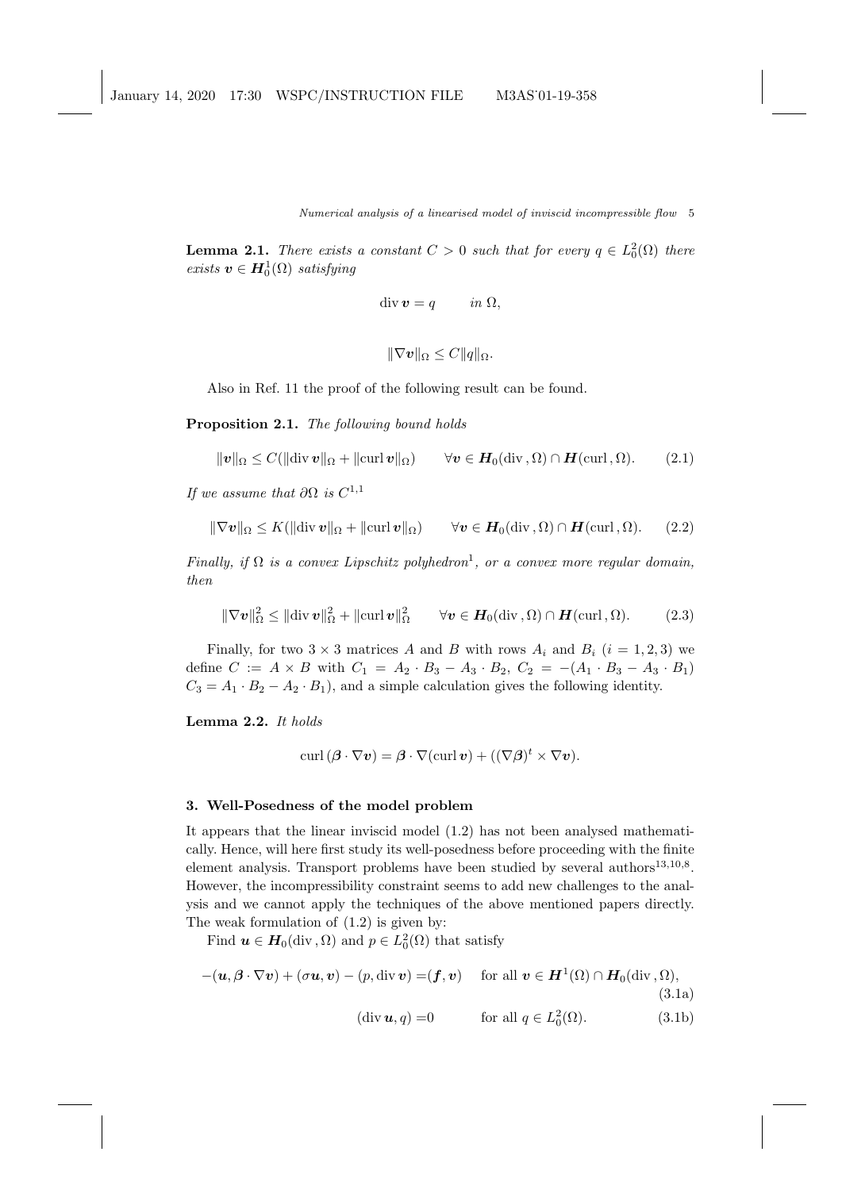**Lemma 2.1.** *There exists a constant $C > 0$ such that for every $q \in L^2_0(\Omega)$ there exists $\boldsymbol{v} \in \boldsymbol{H}^1_0(\Omega)$ satisfying*

$$\operatorname{div} \boldsymbol{v} = q \qquad \text{in } \Omega,$$

$$\|\nabla \boldsymbol{v}\|_\Omega \leq C \|q\|_\Omega.$$

Also in Ref. 11 the proof of the following result can be found.

**Proposition 2.1.** *The following bound holds*

$$\|\boldsymbol{v}\|_\Omega \leq C(\|\operatorname{div} \boldsymbol{v}\|_\Omega + \|\operatorname{curl} \boldsymbol{v}\|_\Omega) \qquad \forall \boldsymbol{v} \in \boldsymbol{H}_0(\operatorname{div}, \Omega) \cap \boldsymbol{H}(\operatorname{curl}, \Omega). \tag{2.1}$$

*If we assume that $\partial\Omega$ is $C^{1,1}$*

$$\|\nabla \boldsymbol{v}\|_\Omega \leq K(\|\operatorname{div} \boldsymbol{v}\|_\Omega + \|\operatorname{curl} \boldsymbol{v}\|_\Omega) \qquad \forall \boldsymbol{v} \in \boldsymbol{H}_0(\operatorname{div}, \Omega) \cap \boldsymbol{H}(\operatorname{curl}, \Omega). \tag{2.2}$$

*Finally, if $\Omega$ is a convex Lipschitz polyhedron*[1]*, or a convex more regular domain, then*

$$\|\nabla \boldsymbol{v}\|^2_\Omega \leq \|\operatorname{div} \boldsymbol{v}\|^2_\Omega + \|\operatorname{curl} \boldsymbol{v}\|^2_\Omega \qquad \forall \boldsymbol{v} \in \boldsymbol{H}_0(\operatorname{div}, \Omega) \cap \boldsymbol{H}(\operatorname{curl}, \Omega). \tag{2.3}$$

Finally, for two $3 \times 3$ matrices $A$ and $B$ with rows $A_i$ and $B_i$ ($i = 1, 2, 3$) we define $C := A \times B$ with $C_1 = A_2 \cdot B_3 - A_3 \cdot B_2$, $C_2 = -(A_1 \cdot B_3 - A_3 \cdot B_1)$ $C_3 = A_1 \cdot B_2 - A_2 \cdot B_1$), and a simple calculation gives the following identity.

**Lemma 2.2.** *It holds*

$$\operatorname{curl}(\boldsymbol{\beta} \cdot \nabla \boldsymbol{v}) = \boldsymbol{\beta} \cdot \nabla(\operatorname{curl} \boldsymbol{v}) + ((\nabla \boldsymbol{\beta})^t \times \nabla \boldsymbol{v}).$$

## 3. Well-Posedness of the model problem

It appears that the linear inviscid model (1.2) has not been analysed mathematically. Hence, will here first study its well-posedness before proceeding with the finite element analysis. Transport problems have been studied by several authors[13,10,8]. However, the incompressibility constraint seems to add new challenges to the analysis and we cannot apply the techniques of the above mentioned papers directly. The weak formulation of (1.2) is given by:

Find $\boldsymbol{u} \in \boldsymbol{H}_0(\operatorname{div}, \Omega)$ and $p \in L^2_0(\Omega)$ that satisfy

$$-(\boldsymbol{u}, \boldsymbol{\beta} \cdot \nabla \boldsymbol{v}) + (\sigma \boldsymbol{u}, \boldsymbol{v}) - (p, \operatorname{div} \boldsymbol{v}) = (\boldsymbol{f}, \boldsymbol{v}) \quad \text{for all } \boldsymbol{v} \in \boldsymbol{H}^1(\Omega) \cap \boldsymbol{H}_0(\operatorname{div}, \Omega), \tag{3.1a}$$

$$(\operatorname{div} \boldsymbol{u}, q) = 0 \qquad \text{for all } q \in L^2_0(\Omega). \tag{3.1b}$$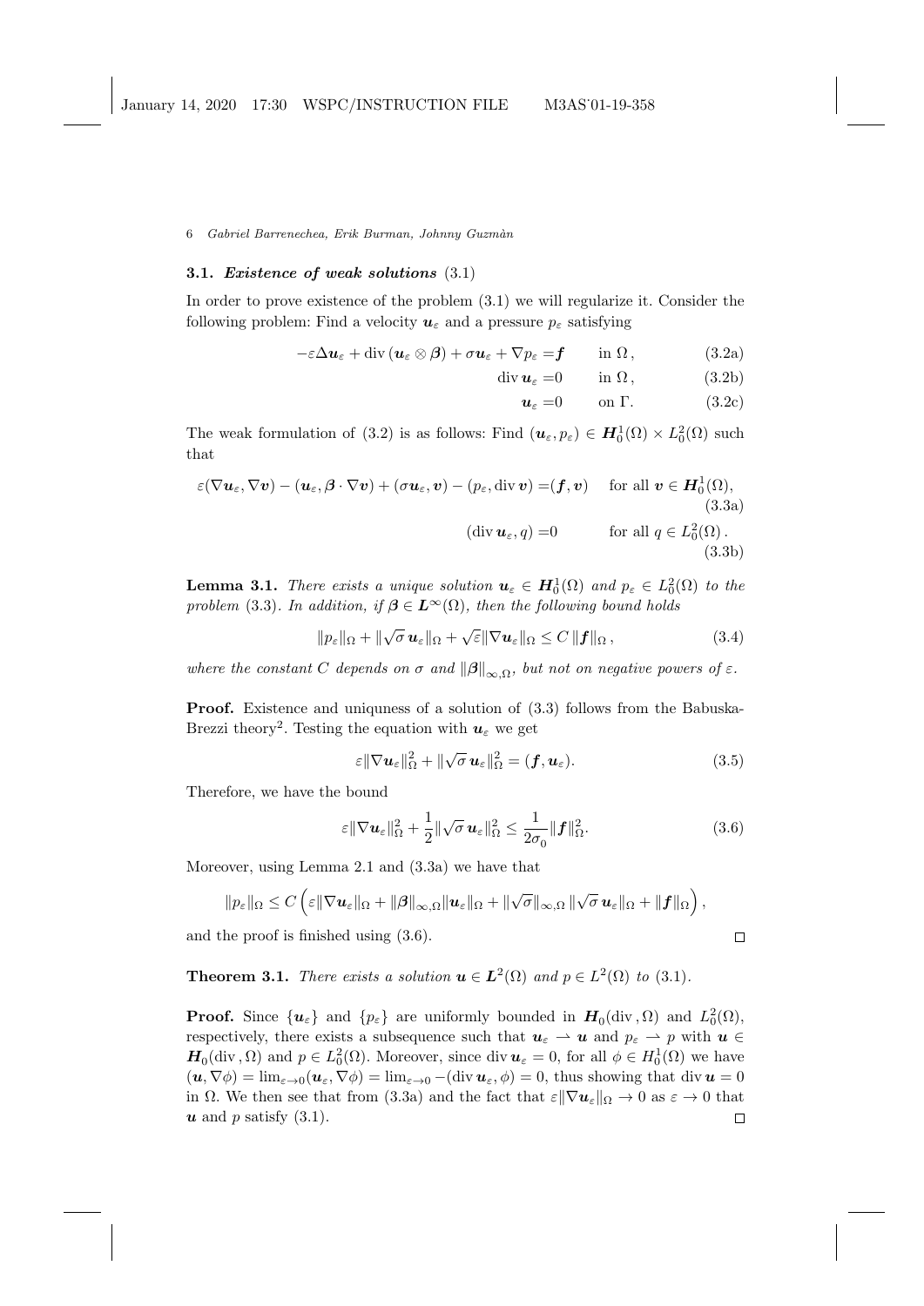### 3.1. *Existence of weak solutions* (3.1)

In order to prove existence of the problem (3.1) we will regularize it. Consider the following problem: Find a velocity $\boldsymbol{u}_\varepsilon$ and a pressure $p_\varepsilon$ satisfying

$$
\begin{aligned}
-\varepsilon\Delta\boldsymbol{u}_\varepsilon + \operatorname{div}(\boldsymbol{u}_\varepsilon \otimes \boldsymbol{\beta}) + \sigma\boldsymbol{u}_\varepsilon + \nabla p_\varepsilon &= \boldsymbol{f} \qquad \text{in } \Omega\,, && (3.2a)\\
\operatorname{div}\boldsymbol{u}_\varepsilon &= 0 \qquad \text{in } \Omega\,, && (3.2b)\\
\boldsymbol{u}_\varepsilon &= 0 \qquad \text{on } \Gamma. && (3.2c)
\end{aligned}
$$

The weak formulation of (3.2) is as follows: Find $(\boldsymbol{u}_\varepsilon, p_\varepsilon) \in \boldsymbol{H}_0^1(\Omega) \times L_0^2(\Omega)$ such that

$$
\begin{aligned}
\varepsilon(\nabla\boldsymbol{u}_\varepsilon, \nabla\boldsymbol{v}) - (\boldsymbol{u}_\varepsilon, \boldsymbol{\beta}\cdot\nabla\boldsymbol{v}) + (\sigma\boldsymbol{u}_\varepsilon, \boldsymbol{v}) - (p_\varepsilon, \operatorname{div}\boldsymbol{v}) &= (\boldsymbol{f}, \boldsymbol{v}) \quad \text{for all } \boldsymbol{v} \in \boldsymbol{H}_0^1(\Omega), && (3.3a)\\
(\operatorname{div}\boldsymbol{u}_\varepsilon, q) &= 0 \qquad \text{for all } q \in L_0^2(\Omega)\,. && (3.3b)
\end{aligned}
$$

**Lemma 3.1.** *There exists a unique solution $\boldsymbol{u}_\varepsilon \in \boldsymbol{H}_0^1(\Omega)$ and $p_\varepsilon \in L_0^2(\Omega)$ to the problem* (3.3)*. In addition, if $\boldsymbol{\beta} \in \boldsymbol{L}^\infty(\Omega)$, then the following bound holds*

$$
\|p_\varepsilon\|_\Omega + \|\sqrt{\sigma}\,\boldsymbol{u}_\varepsilon\|_\Omega + \sqrt{\varepsilon}\|\nabla\boldsymbol{u}_\varepsilon\|_\Omega \le C\,\|\boldsymbol{f}\|_\Omega\,, \tag{3.4}
$$

*where the constant $C$ depends on $\sigma$ and $\|\boldsymbol{\beta}\|_{\infty,\Omega}$, but not on negative powers of $\varepsilon$.*

**Proof.** Existence and uniquness of a solution of (3.3) follows from the Babuska-Brezzi theory[2]. Testing the equation with $\boldsymbol{u}_\varepsilon$ we get

$$
\varepsilon\|\nabla\boldsymbol{u}_\varepsilon\|_\Omega^2 + \|\sqrt{\sigma}\,\boldsymbol{u}_\varepsilon\|_\Omega^2 = (\boldsymbol{f}, \boldsymbol{u}_\varepsilon). \tag{3.5}
$$

Therefore, we have the bound

$$
\varepsilon\|\nabla\boldsymbol{u}_\varepsilon\|_\Omega^2 + \frac{1}{2}\|\sqrt{\sigma}\,\boldsymbol{u}_\varepsilon\|_\Omega^2 \le \frac{1}{2\sigma_0}\|\boldsymbol{f}\|_\Omega^2. \tag{3.6}
$$

Moreover, using Lemma 2.1 and (3.3a) we have that

$$
\|p_\varepsilon\|_\Omega \le C\left(\varepsilon\|\nabla\boldsymbol{u}_\varepsilon\|_\Omega + \|\boldsymbol{\beta}\|_{\infty,\Omega}\|\boldsymbol{u}_\varepsilon\|_\Omega + \|\sqrt{\sigma}\|_{\infty,\Omega}\,\|\sqrt{\sigma}\,\boldsymbol{u}_\varepsilon\|_\Omega + \|\boldsymbol{f}\|_\Omega\right),
$$

and the proof is finished using (3.6). $\square$

**Theorem 3.1.** *There exists a solution $\boldsymbol{u} \in \boldsymbol{L}^2(\Omega)$ and $p \in L^2(\Omega)$ to* (3.1)*.*

**Proof.** Since $\{\boldsymbol{u}_\varepsilon\}$ and $\{p_\varepsilon\}$ are uniformly bounded in $\boldsymbol{H}_0(\operatorname{div},\Omega)$ and $L_0^2(\Omega)$, respectively, there exists a subsequence such that $\boldsymbol{u}_\varepsilon \rightharpoonup \boldsymbol{u}$ and $p_\varepsilon \rightharpoonup p$ with $\boldsymbol{u} \in \boldsymbol{H}_0(\operatorname{div},\Omega)$ and $p \in L_0^2(\Omega)$. Moreover, since $\operatorname{div}\boldsymbol{u}_\varepsilon = 0$, for all $\phi \in H_0^1(\Omega)$ we have $(\boldsymbol{u}, \nabla\phi) = \lim_{\varepsilon\to 0}(\boldsymbol{u}_\varepsilon, \nabla\phi) = \lim_{\varepsilon\to 0} -(\operatorname{div}\boldsymbol{u}_\varepsilon, \phi) = 0$, thus showing that $\operatorname{div}\boldsymbol{u} = 0$ in $\Omega$. We then see that from (3.3a) and the fact that $\varepsilon\|\nabla\boldsymbol{u}_\varepsilon\|_\Omega \to 0$ as $\varepsilon \to 0$ that $\boldsymbol{u}$ and $p$ satisfy (3.1). $\square$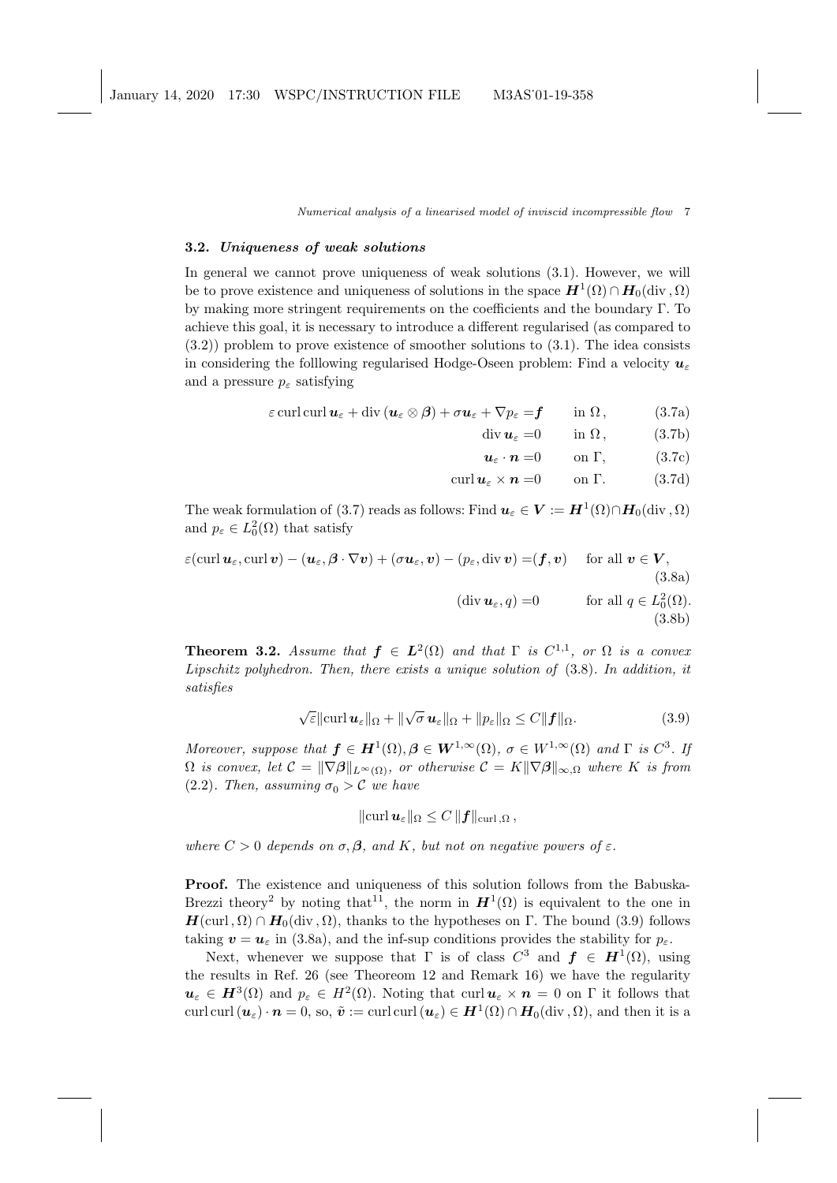### 3.2. *Uniqueness of weak solutions*

In general we cannot prove uniqueness of weak solutions (3.1). However, we will be to prove existence and uniqueness of solutions in the space $\boldsymbol{H}^1(\Omega)\cap\boldsymbol{H}_0(\mathrm{div}\,,\Omega)$ by making more stringent requirements on the coefficients and the boundary $\Gamma$. To achieve this goal, it is necessary to introduce a different regularised (as compared to (3.2)) problem to prove existence of smoother solutions to (3.1). The idea consists in considering the folllowing regularised Hodge-Oseen problem: Find a velocity $\boldsymbol{u}_\varepsilon$ and a pressure $p_\varepsilon$ satisfying

$$
\begin{aligned}
\varepsilon\,\mathrm{curl}\,\mathrm{curl}\,\boldsymbol{u}_\varepsilon + \mathrm{div}\,(\boldsymbol{u}_\varepsilon\otimes\boldsymbol{\beta}) + \sigma\boldsymbol{u}_\varepsilon + \nabla p_\varepsilon &= \boldsymbol{f} \qquad \text{in } \Omega\,, && (3.7\text{a})\\
\mathrm{div}\,\boldsymbol{u}_\varepsilon &= 0 \qquad \text{in } \Omega\,, && (3.7\text{b})\\
\boldsymbol{u}_\varepsilon\cdot\boldsymbol{n} &= 0 \qquad \text{on } \Gamma, && (3.7\text{c})\\
\mathrm{curl}\,\boldsymbol{u}_\varepsilon\times\boldsymbol{n} &= 0 \qquad \text{on } \Gamma. && (3.7\text{d})
\end{aligned}
$$

The weak formulation of (3.7) reads as follows: Find $\boldsymbol{u}_\varepsilon\in\boldsymbol{V}:=\boldsymbol{H}^1(\Omega)\cap\boldsymbol{H}_0(\mathrm{div}\,,\Omega)$ and $p_\varepsilon\in L^2_0(\Omega)$ that satisfy

$$
\begin{aligned}
\varepsilon(\mathrm{curl}\,\boldsymbol{u}_\varepsilon,\mathrm{curl}\,\boldsymbol{v}) - (\boldsymbol{u}_\varepsilon,\boldsymbol{\beta}\cdot\nabla\boldsymbol{v}) + (\sigma\boldsymbol{u}_\varepsilon,\boldsymbol{v}) - (p_\varepsilon,\mathrm{div}\,\boldsymbol{v}) &= (\boldsymbol{f},\boldsymbol{v}) \qquad \text{for all } \boldsymbol{v}\in\boldsymbol{V}, && (3.8\text{a})\\
(\mathrm{div}\,\boldsymbol{u}_\varepsilon,q) &= 0 \qquad \text{for all } q\in L^2_0(\Omega). && (3.8\text{b})
\end{aligned}
$$

**Theorem 3.2.** *Assume that $\boldsymbol{f}\in\boldsymbol{L}^2(\Omega)$ and that $\Gamma$ is $C^{1,1}$, or $\Omega$ is a convex Lipschitz polyhedron. Then, there exists a unique solution of* (3.8)*. In addition, it satisfies*

$$
\sqrt{\varepsilon}\|\mathrm{curl}\,\boldsymbol{u}_\varepsilon\|_\Omega + \|\sqrt{\sigma}\,\boldsymbol{u}_\varepsilon\|_\Omega + \|p_\varepsilon\|_\Omega \le C\|\boldsymbol{f}\|_\Omega. \qquad (3.9)
$$

*Moreover, suppose that $\boldsymbol{f}\in\boldsymbol{H}^1(\Omega),\boldsymbol{\beta}\in\boldsymbol{W}^{1,\infty}(\Omega)$, $\sigma\in W^{1,\infty}(\Omega)$ and $\Gamma$ is $C^3$. If $\Omega$ is convex, let $\mathcal{C}=\|\nabla\boldsymbol{\beta}\|_{L^\infty(\Omega)}$, or otherwise $\mathcal{C}=K\|\nabla\boldsymbol{\beta}\|_{\infty,\Omega}$ where $K$ is from* (2.2)*. Then, assuming $\sigma_0>\mathcal{C}$ we have*

$$
\|\mathrm{curl}\,\boldsymbol{u}_\varepsilon\|_\Omega \le C\,\|\boldsymbol{f}\|_{\mathrm{curl}\,,\Omega}\,,
$$

*where $C>0$ depends on $\sigma,\boldsymbol{\beta}$, and $K$, but not on negative powers of $\varepsilon$.*

**Proof.** The existence and uniqueness of this solution follows from the Babuska-Brezzi theory[2] by noting that[11], the norm in $\boldsymbol{H}^1(\Omega)$ is equivalent to the one in $\boldsymbol{H}(\mathrm{curl}\,,\Omega)\cap\boldsymbol{H}_0(\mathrm{div}\,,\Omega)$, thanks to the hypotheses on $\Gamma$. The bound (3.9) follows taking $\boldsymbol{v}=\boldsymbol{u}_\varepsilon$ in (3.8a), and the inf-sup conditions provides the stability for $p_\varepsilon$.

Next, whenever we suppose that $\Gamma$ is of class $C^3$ and $\boldsymbol{f}\in\boldsymbol{H}^1(\Omega)$, using the results in Ref. 26 (see Theoreom 12 and Remark 16) we have the regularity $\boldsymbol{u}_\varepsilon\in\boldsymbol{H}^3(\Omega)$ and $p_\varepsilon\in H^2(\Omega)$. Noting that $\mathrm{curl}\,\boldsymbol{u}_\varepsilon\times\boldsymbol{n}=0$ on $\Gamma$ it follows that $\mathrm{curl}\,\mathrm{curl}\,(\boldsymbol{u}_\varepsilon)\cdot\boldsymbol{n}=0$, so, $\tilde{\boldsymbol{v}}:=\mathrm{curl}\,\mathrm{curl}\,(\boldsymbol{u}_\varepsilon)\in\boldsymbol{H}^1(\Omega)\cap\boldsymbol{H}_0(\mathrm{div}\,,\Omega)$, and then it is a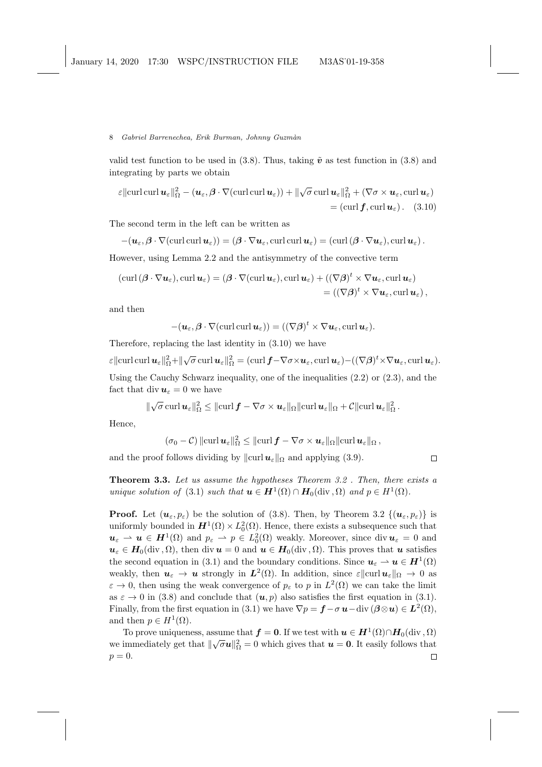valid test function to be used in (3.8). Thus, taking $\tilde{\boldsymbol{v}}$ as test function in (3.8) and integrating by parts we obtain

$$\varepsilon\|\operatorname{curl}\operatorname{curl}\boldsymbol{u}_\varepsilon\|_\Omega^2 - (\boldsymbol{u}_\varepsilon, \boldsymbol{\beta}\cdot\nabla(\operatorname{curl}\operatorname{curl}\boldsymbol{u}_\varepsilon)) + \|\sqrt{\sigma}\operatorname{curl}\boldsymbol{u}_\varepsilon\|_\Omega^2 + (\nabla\sigma\times\boldsymbol{u}_\varepsilon, \operatorname{curl}\boldsymbol{u}_\varepsilon) = (\operatorname{curl}\boldsymbol{f}, \operatorname{curl}\boldsymbol{u}_\varepsilon)\,. \quad (3.10)$$

The second term in the left can be written as

$$-(\boldsymbol{u}_\varepsilon, \boldsymbol{\beta}\cdot\nabla(\operatorname{curl}\operatorname{curl}\boldsymbol{u}_\varepsilon)) = (\boldsymbol{\beta}\cdot\nabla\boldsymbol{u}_\varepsilon, \operatorname{curl}\operatorname{curl}\boldsymbol{u}_\varepsilon) = (\operatorname{curl}(\boldsymbol{\beta}\cdot\nabla\boldsymbol{u}_\varepsilon), \operatorname{curl}\boldsymbol{u}_\varepsilon)\,.$$

However, using Lemma 2.2 and the antisymmetry of the convective term

$$\begin{aligned}(\operatorname{curl}(\boldsymbol{\beta}\cdot\nabla\boldsymbol{u}_\varepsilon), \operatorname{curl}\boldsymbol{u}_\varepsilon) &= (\boldsymbol{\beta}\cdot\nabla(\operatorname{curl}\boldsymbol{u}_\varepsilon), \operatorname{curl}\boldsymbol{u}_\varepsilon) + ((\nabla\boldsymbol{\beta})^t\times\nabla\boldsymbol{u}_\varepsilon, \operatorname{curl}\boldsymbol{u}_\varepsilon)\\ &= ((\nabla\boldsymbol{\beta})^t\times\nabla\boldsymbol{u}_\varepsilon, \operatorname{curl}\boldsymbol{u}_\varepsilon)\,,\end{aligned}$$

and then

$$-(\boldsymbol{u}_\varepsilon, \boldsymbol{\beta}\cdot\nabla(\operatorname{curl}\operatorname{curl}\boldsymbol{u}_\varepsilon)) = ((\nabla\boldsymbol{\beta})^t\times\nabla\boldsymbol{u}_\varepsilon, \operatorname{curl}\boldsymbol{u}_\varepsilon).$$

Therefore, replacing the last identity in (3.10) we have

$$\varepsilon\|\operatorname{curl}\operatorname{curl}\boldsymbol{u}_\varepsilon\|_\Omega^2 + \|\sqrt{\sigma}\operatorname{curl}\boldsymbol{u}_\varepsilon\|_\Omega^2 = (\operatorname{curl}\boldsymbol{f} - \nabla\sigma\times\boldsymbol{u}_\varepsilon, \operatorname{curl}\boldsymbol{u}_\varepsilon) - ((\nabla\boldsymbol{\beta})^t\times\nabla\boldsymbol{u}_\varepsilon, \operatorname{curl}\boldsymbol{u}_\varepsilon).$$

Using the Cauchy Schwarz inequality, one of the inequalities (2.2) or (2.3), and the fact that $\operatorname{div}\boldsymbol{u}_\varepsilon = 0$ we have

$$\|\sqrt{\sigma}\operatorname{curl}\boldsymbol{u}_\varepsilon\|_\Omega^2 \le \|\operatorname{curl}\boldsymbol{f} - \nabla\sigma\times\boldsymbol{u}_\varepsilon\|_\Omega\|\operatorname{curl}\boldsymbol{u}_\varepsilon\|_\Omega + \mathcal{C}\|\operatorname{curl}\boldsymbol{u}_\varepsilon\|_\Omega^2\,.$$

Hence,

$$(\sigma_0 - \mathcal{C})\,\|\operatorname{curl}\boldsymbol{u}_\varepsilon\|_\Omega^2 \le \|\operatorname{curl}\boldsymbol{f} - \nabla\sigma\times\boldsymbol{u}_\varepsilon\|_\Omega\|\operatorname{curl}\boldsymbol{u}_\varepsilon\|_\Omega\,,$$

and the proof follows dividing by $\|\operatorname{curl}\boldsymbol{u}_\varepsilon\|_\Omega$ and applying (3.9). ∎

**Theorem 3.3.** *Let us assume the hypotheses Theorem 3.2 . Then, there exists a unique solution of* (3.1) *such that* $\boldsymbol{u}\in\boldsymbol{H}^1(\Omega)\cap\boldsymbol{H}_0(\operatorname{div},\Omega)$ *and* $p\in H^1(\Omega)$.

**Proof.** Let $(\boldsymbol{u}_\varepsilon, p_\varepsilon)$ be the solution of (3.8). Then, by Theorem 3.2 $\{(\boldsymbol{u}_\varepsilon, p_\varepsilon)\}$ is uniformly bounded in $\boldsymbol{H}^1(\Omega)\times L_0^2(\Omega)$. Hence, there exists a subsequence such that $\boldsymbol{u}_\varepsilon \rightharpoonup \boldsymbol{u}\in\boldsymbol{H}^1(\Omega)$ and $p_\varepsilon \rightharpoonup p\in L_0^2(\Omega)$ weakly. Moreover, since $\operatorname{div}\boldsymbol{u}_\varepsilon = 0$ and $\boldsymbol{u}_\varepsilon\in\boldsymbol{H}_0(\operatorname{div},\Omega)$, then $\operatorname{div}\boldsymbol{u} = 0$ and $\boldsymbol{u}\in\boldsymbol{H}_0(\operatorname{div},\Omega)$. This proves that $\boldsymbol{u}$ satisfies the second equation in (3.1) and the boundary conditions. Since $\boldsymbol{u}_\varepsilon \rightharpoonup \boldsymbol{u}\in\boldsymbol{H}^1(\Omega)$ weakly, then $\boldsymbol{u}_\varepsilon \to \boldsymbol{u}$ strongly in $\boldsymbol{L}^2(\Omega)$. In addition, since $\varepsilon\|\operatorname{curl}\boldsymbol{u}_\varepsilon\|_\Omega \to 0$ as $\varepsilon\to 0$, then using the weak convergence of $p_\varepsilon$ to $p$ in $L^2(\Omega)$ we can take the limit as $\varepsilon\to 0$ in (3.8) and conclude that $(\boldsymbol{u}, p)$ also satisfies the first equation in (3.1). Finally, from the first equation in (3.1) we have $\nabla p = \boldsymbol{f} - \sigma\,\boldsymbol{u} - \operatorname{div}(\boldsymbol{\beta}\otimes\boldsymbol{u})\in\boldsymbol{L}^2(\Omega)$, and then $p\in H^1(\Omega)$.

To prove uniqueness, assume that $\boldsymbol{f} = \boldsymbol{0}$. If we test with $\boldsymbol{u}\in\boldsymbol{H}^1(\Omega)\cap\boldsymbol{H}_0(\operatorname{div},\Omega)$ we immediately get that $\|\sqrt{\sigma}\boldsymbol{u}\|_\Omega^2 = 0$ which gives that $\boldsymbol{u} = \boldsymbol{0}$. It easily follows that $p = 0$. ∎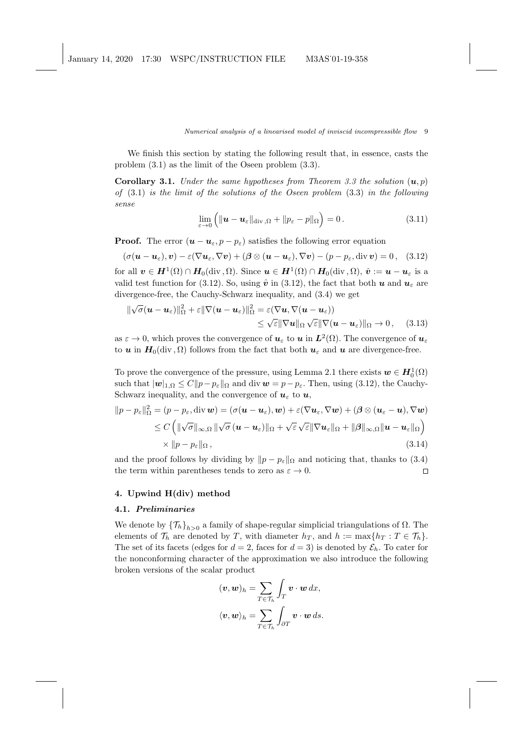We finish this section by stating the following result that, in essence, casts the problem (3.1) as the limit of the Oseen problem (3.3).

**Corollary 3.1.** *Under the same hypotheses from Theorem 3.3 the solution* $(\boldsymbol{u}, p)$ *of* (3.1) *is the limit of the solutions of the Oseen problem* (3.3) *in the following sense*

$$\lim_{\varepsilon \to 0} \left( \|\boldsymbol{u} - \boldsymbol{u}_\varepsilon\|_{\mathrm{div}\,,\Omega} + \|p_\varepsilon - p\|_\Omega \right) = 0\,. \tag{3.11}$$

**Proof.** The error $(\boldsymbol{u} - \boldsymbol{u}_\varepsilon, p - p_\varepsilon)$ satisfies the following error equation

$$(\sigma(\boldsymbol{u} - \boldsymbol{u}_\varepsilon), \boldsymbol{v}) - \varepsilon(\nabla \boldsymbol{u}_\varepsilon, \nabla \boldsymbol{v}) + (\boldsymbol{\beta} \otimes (\boldsymbol{u} - \boldsymbol{u}_\varepsilon), \nabla \boldsymbol{v}) - (p - p_\varepsilon, \mathrm{div}\, \boldsymbol{v}) = 0\,, \tag{3.12}$$

for all $\boldsymbol{v} \in \boldsymbol{H}^1(\Omega) \cap \boldsymbol{H}_0(\mathrm{div}\,, \Omega)$. Since $\boldsymbol{u} \in \boldsymbol{H}^1(\Omega) \cap \boldsymbol{H}_0(\mathrm{div}\,, \Omega)$, $\hat{\boldsymbol{v}} := \boldsymbol{u} - \boldsymbol{u}_\varepsilon$ is a valid test function for (3.12). So, using $\hat{\boldsymbol{v}}$ in (3.12), the fact that both $\boldsymbol{u}$ and $\boldsymbol{u}_\varepsilon$ are divergence-free, the Cauchy-Schwarz inequality, and (3.4) we get

$$\begin{aligned} \|\sqrt{\sigma}(\boldsymbol{u} - \boldsymbol{u}_\varepsilon)\|_\Omega^2 + \varepsilon \|\nabla(\boldsymbol{u} - \boldsymbol{u}_\varepsilon)\|_\Omega^2 &= \varepsilon(\nabla \boldsymbol{u}, \nabla(\boldsymbol{u} - \boldsymbol{u}_\varepsilon)) \\ &\le \sqrt{\varepsilon} \|\nabla \boldsymbol{u}\|_\Omega \sqrt{\varepsilon} \|\nabla(\boldsymbol{u} - \boldsymbol{u}_\varepsilon)\|_\Omega \to 0\,, \end{aligned} \tag{3.13}$$

as $\varepsilon \to 0$, which proves the convergence of $\boldsymbol{u}_\varepsilon$ to $\boldsymbol{u}$ in $\boldsymbol{L}^2(\Omega)$. The convergence of $\boldsymbol{u}_\varepsilon$ to $\boldsymbol{u}$ in $\boldsymbol{H}_0(\mathrm{div}\,, \Omega)$ follows from the fact that both $\boldsymbol{u}_\varepsilon$ and $\boldsymbol{u}$ are divergence-free.

To prove the convergence of the pressure, using Lemma 2.1 there exists $\boldsymbol{w} \in \boldsymbol{H}_0^1(\Omega)$ such that $|\boldsymbol{w}|_{1,\Omega} \le C \|p - p_\varepsilon\|_\Omega$ and $\mathrm{div}\, \boldsymbol{w} = p - p_\varepsilon$. Then, using (3.12), the Cauchy-Schwarz inequality, and the convergence of $\boldsymbol{u}_\varepsilon$ to $\boldsymbol{u}$,

$$\begin{aligned} \|p - p_\varepsilon\|_\Omega^2 &= (p - p_\varepsilon, \mathrm{div}\, \boldsymbol{w}) = (\sigma(\boldsymbol{u} - \boldsymbol{u}_\varepsilon), \boldsymbol{w}) + \varepsilon(\nabla \boldsymbol{u}_\varepsilon, \nabla \boldsymbol{w}) + (\boldsymbol{\beta} \otimes (\boldsymbol{u}_\varepsilon - \boldsymbol{u}), \nabla \boldsymbol{w}) \\ &\le C \left( \|\sqrt{\sigma}\|_{\infty,\Omega} \|\sqrt{\sigma}\,(\boldsymbol{u} - \boldsymbol{u}_\varepsilon)\|_\Omega + \sqrt{\varepsilon}\sqrt{\varepsilon}\|\nabla \boldsymbol{u}_\varepsilon\|_\Omega + \|\boldsymbol{\beta}\|_{\infty,\Omega} \|\boldsymbol{u} - \boldsymbol{u}_\varepsilon\|_\Omega \right) \\ &\quad \times \|p - p_\varepsilon\|_\Omega\,, \end{aligned} \tag{3.14}$$

and the proof follows by dividing by $\|p - p_\varepsilon\|_\Omega$ and noticing that, thanks to (3.4) the term within parentheses tends to zero as $\varepsilon \to 0$. $\square$

## 4. Upwind H(div) method

### 4.1. *Preliminaries*

We denote by $\{\mathcal{T}_h\}_{h>0}$ a family of shape-regular simplicial triangulations of $\Omega$. The elements of $\mathcal{T}_h$ are denoted by $T$, with diameter $h_T$, and $h := \max\{h_T : T \in \mathcal{T}_h\}$. The set of its facets (edges for $d = 2$, faces for $d = 3$) is denoted by $\mathcal{E}_h$. To cater for the nonconforming character of the approximation we also introduce the following broken versions of the scalar product

$$(\boldsymbol{v}, \boldsymbol{w})_h = \sum_{T \in \mathcal{T}_h} \int_T \boldsymbol{v} \cdot \boldsymbol{w}\, dx,$$

$$\langle \boldsymbol{v}, \boldsymbol{w} \rangle_h = \sum_{T \in \mathcal{T}_h} \int_{\partial T} \boldsymbol{v} \cdot \boldsymbol{w}\, ds.$$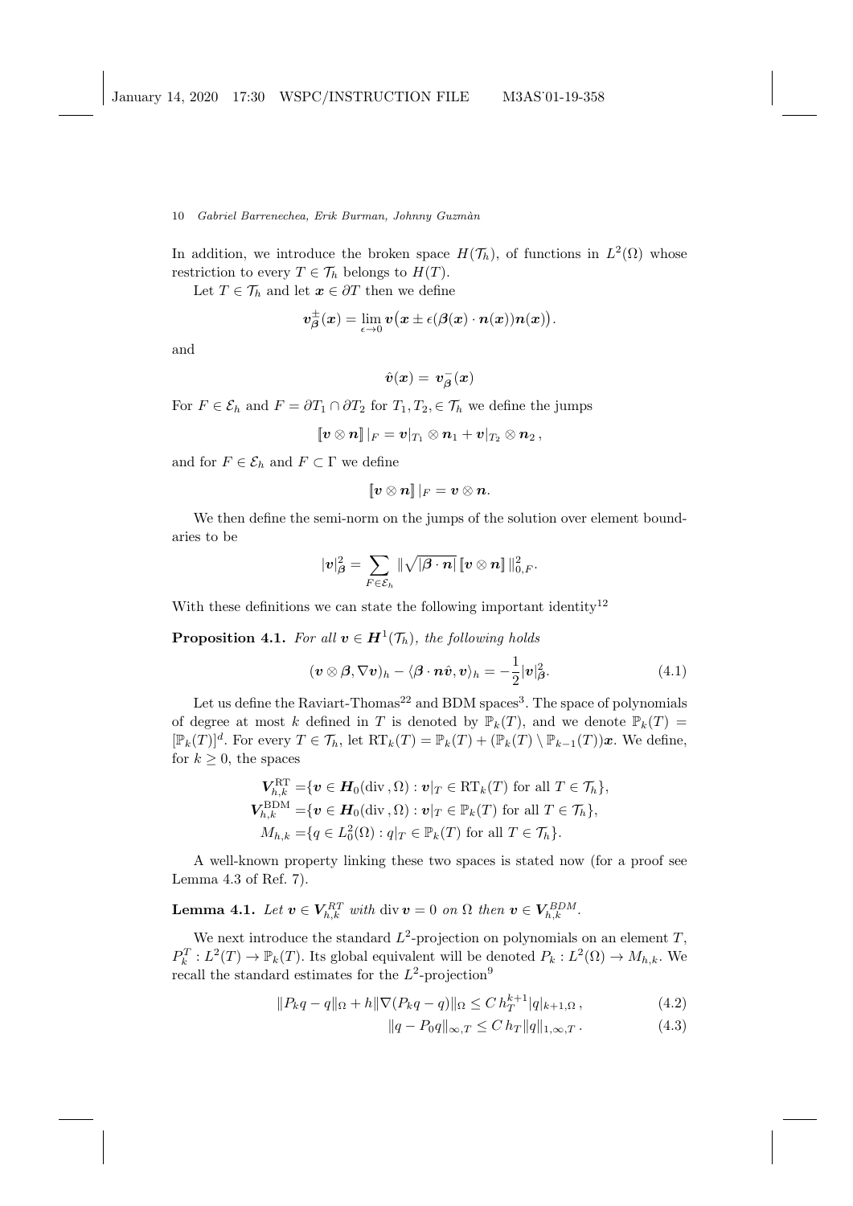In addition, we introduce the broken space $H(\mathcal{T}_h)$, of functions in $L^2(\Omega)$ whose restriction to every $T \in \mathcal{T}_h$ belongs to $H(T)$.

Let $T \in \mathcal{T}_h$ and let $\boldsymbol{x} \in \partial T$ then we define

$$\boldsymbol{v}_{\boldsymbol{\beta}}^{\pm}(\boldsymbol{x}) = \lim_{\epsilon \to 0} \boldsymbol{v}\big(\boldsymbol{x} \pm \epsilon(\boldsymbol{\beta}(\boldsymbol{x}) \cdot \boldsymbol{n}(\boldsymbol{x}))\boldsymbol{n}(\boldsymbol{x})\big).$$

and

$$\hat{\boldsymbol{v}}(\boldsymbol{x}) = \boldsymbol{v}_{\boldsymbol{\beta}}^{-}(\boldsymbol{x})$$

For $F \in \mathcal{E}_h$ and $F = \partial T_1 \cap \partial T_2$ for $T_1, T_2, \in \mathcal{T}_h$ we define the jumps

$$[\![\boldsymbol{v} \otimes \boldsymbol{n}]\!]\,|_F = \boldsymbol{v}|_{T_1} \otimes \boldsymbol{n}_1 + \boldsymbol{v}|_{T_2} \otimes \boldsymbol{n}_2\,,$$

and for $F \in \mathcal{E}_h$ and $F \subset \Gamma$ we define

$$[\![\boldsymbol{v} \otimes \boldsymbol{n}]\!]\,|_F = \boldsymbol{v} \otimes \boldsymbol{n}.$$

We then define the semi-norm on the jumps of the solution over element boundaries to be

$$|\boldsymbol{v}|_{\boldsymbol{\beta}}^2 = \sum_{F \in \mathcal{E}_h} \|\sqrt{|\boldsymbol{\beta} \cdot \boldsymbol{n}|}\, [\![\boldsymbol{v} \otimes \boldsymbol{n}]\!]\,\|_{0,F}^2.$$

With these definitions we can state the following important identity[12]

**Proposition 4.1.** *For all $\boldsymbol{v} \in \boldsymbol{H}^1(\mathcal{T}_h)$, the following holds*

$$(\boldsymbol{v} \otimes \boldsymbol{\beta}, \nabla \boldsymbol{v})_h - \langle \boldsymbol{\beta} \cdot \boldsymbol{n} \hat{\boldsymbol{v}}, \boldsymbol{v} \rangle_h = -\frac{1}{2} |\boldsymbol{v}|_{\boldsymbol{\beta}}^2. \tag{4.1}$$

Let us define the Raviart-Thomas[22] and BDM spaces[3]. The space of polynomials of degree at most $k$ defined in $T$ is denoted by $\mathbb{P}_k(T)$, and we denote $\boldsymbol{\mathbb{P}}_k(T) = [\mathbb{P}_k(T)]^d$. For every $T \in \mathcal{T}_h$, let $\mathrm{RT}_k(T) = \boldsymbol{\mathbb{P}}_k(T) + (\mathbb{P}_k(T) \setminus \mathbb{P}_{k-1}(T))\boldsymbol{x}$. We define, for $k \geq 0$, the spaces

$$\begin{aligned}
\boldsymbol{V}_{h,k}^{\mathrm{RT}} &= \{\boldsymbol{v} \in \boldsymbol{H}_0(\mathrm{div}\,, \Omega) : \boldsymbol{v}|_T \in \mathrm{RT}_k(T) \text{ for all } T \in \mathcal{T}_h\}, \\
\boldsymbol{V}_{h,k}^{\mathrm{BDM}} &= \{\boldsymbol{v} \in \boldsymbol{H}_0(\mathrm{div}\,, \Omega) : \boldsymbol{v}|_T \in \boldsymbol{\mathbb{P}}_k(T) \text{ for all } T \in \mathcal{T}_h\}, \\
M_{h,k} &= \{q \in L_0^2(\Omega) : q|_T \in \mathbb{P}_k(T) \text{ for all } T \in \mathcal{T}_h\}.
\end{aligned}$$

A well-known property linking these two spaces is stated now (for a proof see Lemma 4.3 of Ref. 7).

**Lemma 4.1.** *Let $\boldsymbol{v} \in \boldsymbol{V}_{h,k}^{RT}$ with $\mathrm{div}\, \boldsymbol{v} = 0$ on $\Omega$ then $\boldsymbol{v} \in \boldsymbol{V}_{h,k}^{BDM}$.*

We next introduce the standard $L^2$-projection on polynomials on an element $T$, $P_k^T : L^2(T) \to \mathbb{P}_k(T)$. Its global equivalent will be denoted $P_k : L^2(\Omega) \to M_{h,k}$. We recall the standard estimates for the $L^2$-projection[9]

$$\|P_k q - q\|_\Omega + h \|\nabla (P_k q - q)\|_\Omega \leq C\, h_T^{k+1} |q|_{k+1,\Omega}\,, \tag{4.2}$$

$$\|q - P_0 q\|_{\infty,T} \leq C\, h_T \|q\|_{1,\infty,T}\,. \tag{4.3}$$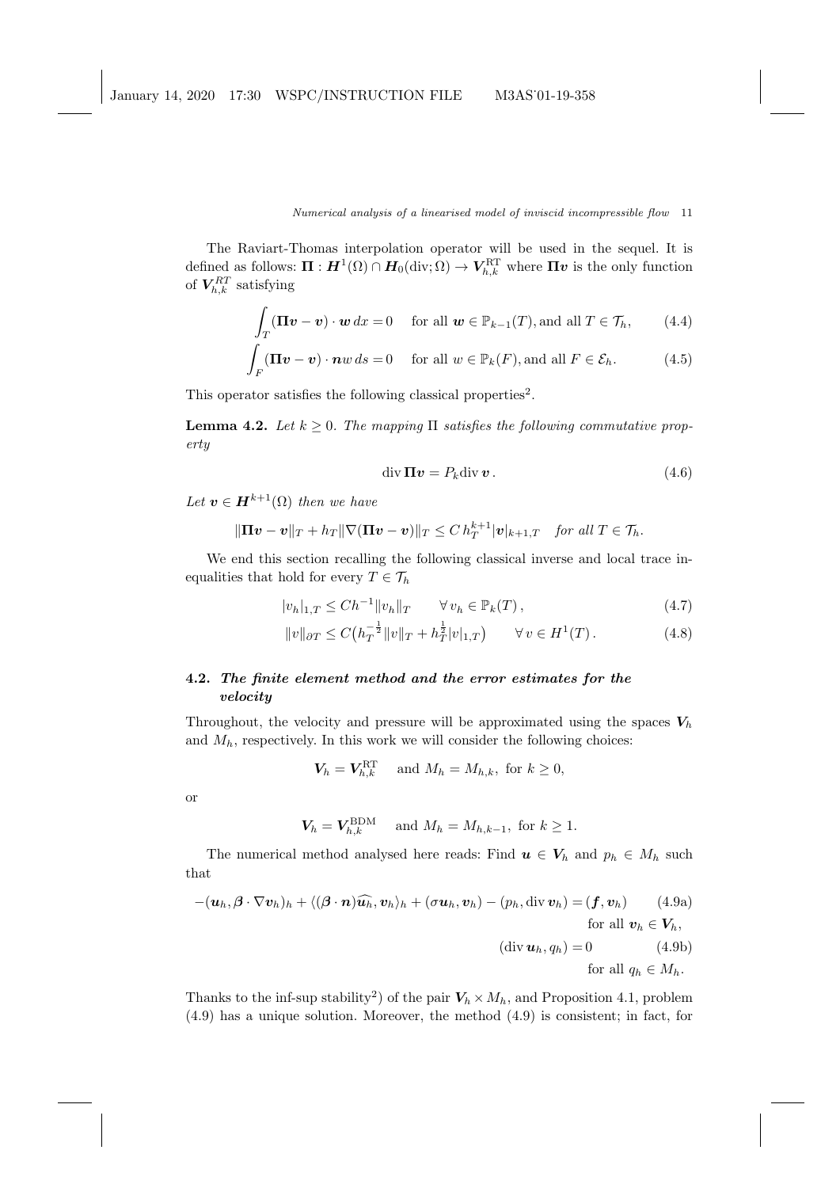The Raviart-Thomas interpolation operator will be used in the sequel. It is defined as follows: $\boldsymbol{\Pi} : \boldsymbol{H}^1(\Omega) \cap \boldsymbol{H}_0(\mathrm{div};\Omega) \to \boldsymbol{V}_{h,k}^{\mathrm{RT}}$ where $\boldsymbol{\Pi v}$ is the only function of $\boldsymbol{V}_{h,k}^{RT}$ satisfying

$$\int_T (\boldsymbol{\Pi v} - \boldsymbol{v}) \cdot \boldsymbol{w}\, dx = 0 \quad \text{for all } \boldsymbol{w} \in \mathbb{P}_{k-1}(T), \text{and all } T \in \mathcal{T}_h, \tag{4.4}$$

$$\int_F (\boldsymbol{\Pi v} - \boldsymbol{v}) \cdot \boldsymbol{n} w\, ds = 0 \quad \text{for all } w \in \mathbb{P}_k(F), \text{and all } F \in \mathcal{E}_h. \tag{4.5}$$

This operator satisfies the following classical properties[2].

**Lemma 4.2.** *Let $k \geq 0$. The mapping $\Pi$ satisfies the following commutative property*

$$\mathrm{div}\, \boldsymbol{\Pi v} = P_k \mathrm{div}\, \boldsymbol{v}\,. \tag{4.6}$$

*Let $\boldsymbol{v} \in \boldsymbol{H}^{k+1}(\Omega)$ then we have*

$$\|\boldsymbol{\Pi v} - \boldsymbol{v}\|_T + h_T \|\nabla(\boldsymbol{\Pi v} - \boldsymbol{v})\|_T \leq C\, h_T^{k+1} |\boldsymbol{v}|_{k+1,T} \quad \text{for all } T \in \mathcal{T}_h.$$

We end this section recalling the following classical inverse and local trace inequalities that hold for every $T \in \mathcal{T}_h$

$$|v_h|_{1,T} \leq C h^{-1} \|v_h\|_T \qquad \forall\, v_h \in \mathbb{P}_k(T)\,, \tag{4.7}$$

$$\|v\|_{\partial T} \leq C\big(h_T^{-\frac{1}{2}} \|v\|_T + h_T^{\frac{1}{2}} |v|_{1,T}\big) \qquad \forall\, v \in H^1(T)\,. \tag{4.8}$$

### 4.2. *The finite element method and the error estimates for the velocity*

Throughout, the velocity and pressure will be approximated using the spaces $\boldsymbol{V}_h$ and $M_h$, respectively. In this work we will consider the following choices:

$$\boldsymbol{V}_h = \boldsymbol{V}_{h,k}^{\mathrm{RT}} \quad \text{and } M_h = M_{h,k}, \text{ for } k \geq 0,$$

or

$$\boldsymbol{V}_h = \boldsymbol{V}_{h,k}^{\mathrm{BDM}} \quad \text{and } M_h = M_{h,k-1}, \text{ for } k \geq 1.$$

The numerical method analysed here reads: Find $\boldsymbol{u} \in \boldsymbol{V}_h$ and $p_h \in M_h$ such that

$$-(\boldsymbol{u}_h, \boldsymbol{\beta} \cdot \nabla \boldsymbol{v}_h)_h + \langle (\boldsymbol{\beta} \cdot \boldsymbol{n})\widehat{\boldsymbol{u}_h}, \boldsymbol{v}_h \rangle_h + (\sigma \boldsymbol{u}_h, \boldsymbol{v}_h) - (p_h, \mathrm{div}\, \boldsymbol{v}_h) = (\boldsymbol{f}, \boldsymbol{v}_h) \quad \text{for all } \boldsymbol{v}_h \in \boldsymbol{V}_h, \tag{4.9a}$$

$$(\mathrm{div}\, \boldsymbol{u}_h, q_h) = 0 \quad \text{for all } q_h \in M_h. \tag{4.9b}$$

Thanks to the inf-sup stability[2]) of the pair $\boldsymbol{V}_h \times M_h$, and Proposition 4.1, problem (4.9) has a unique solution. Moreover, the method (4.9) is consistent; in fact, for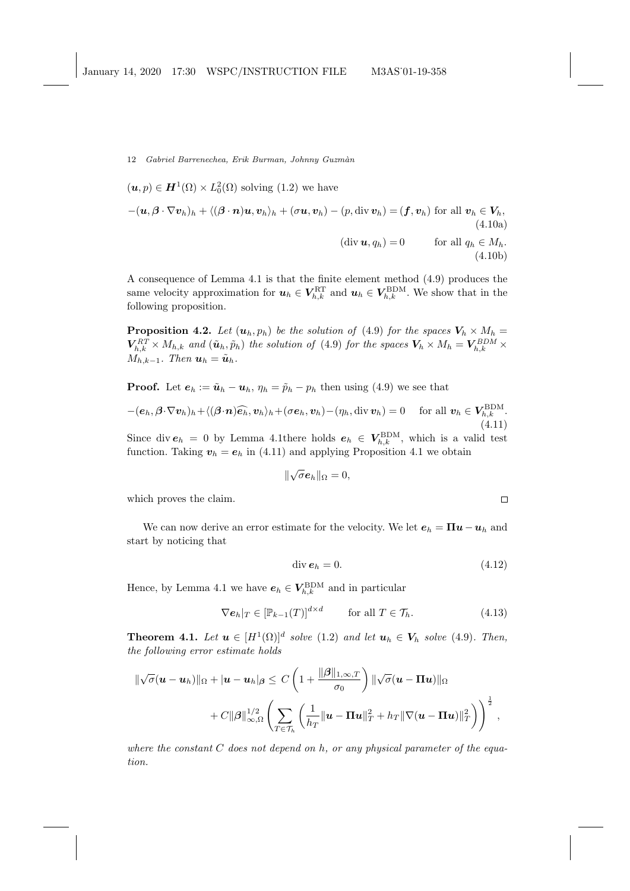$(\boldsymbol{u}, p) \in \boldsymbol{H}^1(\Omega) \times L^2_0(\Omega)$ solving (1.2) we have

$$-(\boldsymbol{u}, \boldsymbol{\beta} \cdot \nabla \boldsymbol{v}_h)_h + \langle (\boldsymbol{\beta} \cdot \boldsymbol{n})\boldsymbol{u}, \boldsymbol{v}_h \rangle_h + (\sigma \boldsymbol{u}, \boldsymbol{v}_h) - (p, \operatorname{div} \boldsymbol{v}_h) = (\boldsymbol{f}, \boldsymbol{v}_h) \text{ for all } \boldsymbol{v}_h \in \boldsymbol{V}_h, \tag{4.10a}$$

$$(\operatorname{div} \boldsymbol{u}, q_h) = 0 \qquad \text{for all } q_h \in M_h. \tag{4.10b}$$

A consequence of Lemma 4.1 is that the finite element method (4.9) produces the same velocity approximation for $\boldsymbol{u}_h \in \boldsymbol{V}_{h,k}^{\mathrm{RT}}$ and $\boldsymbol{u}_h \in \boldsymbol{V}_{h,k}^{\mathrm{BDM}}$. We show that in the following proposition.

**Proposition 4.2.** *Let $(\boldsymbol{u}_h, p_h)$ be the solution of (4.9) for the spaces $\boldsymbol{V}_h \times M_h = \boldsymbol{V}_{h,k}^{RT} \times M_{h,k}$ and $(\tilde{\boldsymbol{u}}_h, \tilde{p}_h)$ the solution of (4.9) for the spaces $\boldsymbol{V}_h \times M_h = \boldsymbol{V}_{h,k}^{BDM} \times M_{h,k-1}$. Then $\boldsymbol{u}_h = \tilde{\boldsymbol{u}}_h$.*

**Proof.** Let $\boldsymbol{e}_h := \tilde{\boldsymbol{u}}_h - \boldsymbol{u}_h$, $\eta_h = \tilde{p}_h - p_h$ then using (4.9) we see that

$$-(\boldsymbol{e}_h, \boldsymbol{\beta} \cdot \nabla \boldsymbol{v}_h)_h + \langle (\boldsymbol{\beta} \cdot \boldsymbol{n})\widehat{\boldsymbol{e}_h}, \boldsymbol{v}_h \rangle_h + (\sigma \boldsymbol{e}_h, \boldsymbol{v}_h) - (\eta_h, \operatorname{div} \boldsymbol{v}_h) = 0 \quad \text{for all } \boldsymbol{v}_h \in \boldsymbol{V}_{h,k}^{\mathrm{BDM}}. \tag{4.11}$$

Since $\operatorname{div} \boldsymbol{e}_h = 0$ by Lemma 4.1there holds $\boldsymbol{e}_h \in \boldsymbol{V}_{h,k}^{\mathrm{BDM}}$, which is a valid test function. Taking $\boldsymbol{v}_h = \boldsymbol{e}_h$ in (4.11) and applying Proposition 4.1 we obtain

$$\|\sqrt{\sigma} \boldsymbol{e}_h\|_\Omega = 0,$$

which proves the claim. $\square$

We can now derive an error estimate for the velocity. We let $\boldsymbol{e}_h = \boldsymbol{\Pi} \boldsymbol{u} - \boldsymbol{u}_h$ and start by noticing that

$$\operatorname{div} \boldsymbol{e}_h = 0. \tag{4.12}$$

Hence, by Lemma 4.1 we have $\boldsymbol{e}_h \in \boldsymbol{V}_{h,k}^{\mathrm{BDM}}$ and in particular

$$\nabla \boldsymbol{e}_h|_T \in [\mathbb{P}_{k-1}(T)]^{d \times d} \qquad \text{for all } T \in \mathcal{T}_h. \tag{4.13}$$

**Theorem 4.1.** *Let $\boldsymbol{u} \in [H^1(\Omega)]^d$ solve (1.2) and let $\boldsymbol{u}_h \in \boldsymbol{V}_h$ solve (4.9). Then, the following error estimate holds*

$$\begin{aligned}
\|\sqrt{\sigma}(\boldsymbol{u} - \boldsymbol{u}_h)\|_\Omega + |\boldsymbol{u} - \boldsymbol{u}_h|_{\boldsymbol{\beta}} \leq\; & C\left(1 + \frac{\|\boldsymbol{\beta}\|_{1,\infty,T}}{\sigma_0}\right) \|\sqrt{\sigma}(\boldsymbol{u} - \boldsymbol{\Pi}\boldsymbol{u})\|_\Omega \\
& + C\|\boldsymbol{\beta}\|_{\infty,\Omega}^{1/2} \left( \sum_{T \in \mathcal{T}_h} \left( \frac{1}{h_T} \|\boldsymbol{u} - \boldsymbol{\Pi}\boldsymbol{u}\|_T^2 + h_T \|\nabla(\boldsymbol{u} - \boldsymbol{\Pi}\boldsymbol{u})\|_T^2 \right) \right)^{\frac{1}{2}},
\end{aligned}$$

*where the constant $C$ does not depend on $h$, or any physical parameter of the equation.*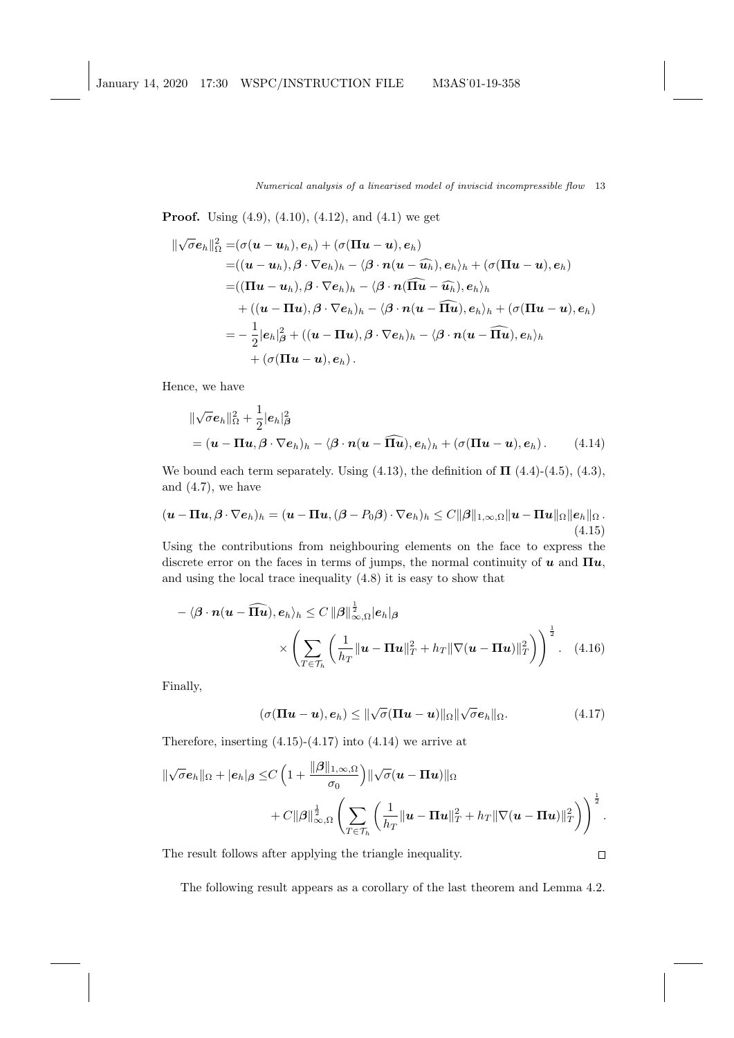**Proof.** Using (4.9), (4.10), (4.12), and (4.1) we get

$$
\begin{aligned}
\|\sqrt{\sigma}\boldsymbol{e}_h\|_\Omega^2 =& (\sigma(\boldsymbol{u}-\boldsymbol{u}_h),\boldsymbol{e}_h) + (\sigma(\boldsymbol{\Pi u}-\boldsymbol{u}),\boldsymbol{e}_h) \\
=& ((\boldsymbol{u}-\boldsymbol{u}_h),\boldsymbol{\beta}\cdot\nabla\boldsymbol{e}_h)_h - \langle \boldsymbol{\beta}\cdot\boldsymbol{n}(\boldsymbol{u}-\widehat{\boldsymbol{u}_h}),\boldsymbol{e}_h\rangle_h + (\sigma(\boldsymbol{\Pi u}-\boldsymbol{u}),\boldsymbol{e}_h) \\
=& ((\boldsymbol{\Pi u}-\boldsymbol{u}_h),\boldsymbol{\beta}\cdot\nabla\boldsymbol{e}_h)_h - \langle \boldsymbol{\beta}\cdot\boldsymbol{n}(\widehat{\boldsymbol{\Pi u}}-\widehat{\boldsymbol{u}_h}),\boldsymbol{e}_h\rangle_h \\
&+ ((\boldsymbol{u}-\boldsymbol{\Pi u}),\boldsymbol{\beta}\cdot\nabla\boldsymbol{e}_h)_h - \langle \boldsymbol{\beta}\cdot\boldsymbol{n}(\boldsymbol{u}-\widehat{\boldsymbol{\Pi u}}),\boldsymbol{e}_h\rangle_h + (\sigma(\boldsymbol{\Pi u}-\boldsymbol{u}),\boldsymbol{e}_h) \\
=& -\frac{1}{2}|\boldsymbol{e}_h|_{\boldsymbol{\beta}}^2 + ((\boldsymbol{u}-\boldsymbol{\Pi u}),\boldsymbol{\beta}\cdot\nabla\boldsymbol{e}_h)_h - \langle \boldsymbol{\beta}\cdot\boldsymbol{n}(\boldsymbol{u}-\widehat{\boldsymbol{\Pi u}}),\boldsymbol{e}_h\rangle_h \\
&+ (\sigma(\boldsymbol{\Pi u}-\boldsymbol{u}),\boldsymbol{e}_h)\,.
\end{aligned}
$$

Hence, we have

$$
\begin{aligned}
&\|\sqrt{\sigma}\boldsymbol{e}_h\|_\Omega^2 + \frac{1}{2}|\boldsymbol{e}_h|_{\boldsymbol{\beta}}^2 \\
&= (\boldsymbol{u}-\boldsymbol{\Pi u},\boldsymbol{\beta}\cdot\nabla\boldsymbol{e}_h)_h - \langle \boldsymbol{\beta}\cdot\boldsymbol{n}(\boldsymbol{u}-\widehat{\boldsymbol{\Pi u}}),\boldsymbol{e}_h\rangle_h + (\sigma(\boldsymbol{\Pi u}-\boldsymbol{u}),\boldsymbol{e}_h)\,. \qquad (4.14)
\end{aligned}
$$

We bound each term separately. Using (4.13), the definition of $\boldsymbol{\Pi}$ (4.4)-(4.5), (4.3), and (4.7), we have

$$
(\boldsymbol{u}-\boldsymbol{\Pi u},\boldsymbol{\beta}\cdot\nabla\boldsymbol{e}_h)_h = (\boldsymbol{u}-\boldsymbol{\Pi u},(\boldsymbol{\beta}-P_0\boldsymbol{\beta})\cdot\nabla\boldsymbol{e}_h)_h \le C\|\boldsymbol{\beta}\|_{1,\infty,\Omega}\|\boldsymbol{u}-\boldsymbol{\Pi u}\|_\Omega\|\boldsymbol{e}_h\|_\Omega\,. \qquad (4.15)
$$

Using the contributions from neighbouring elements on the face to express the discrete error on the faces in terms of jumps, the normal continuity of $\boldsymbol{u}$ and $\boldsymbol{\Pi u}$, and using the local trace inequality (4.8) it is easy to show that

$$
\begin{aligned}
-\langle \boldsymbol{\beta}\cdot\boldsymbol{n}(\boldsymbol{u}-\widehat{\boldsymbol{\Pi u}}),\boldsymbol{e}_h\rangle_h \le& \, C\,\|\boldsymbol{\beta}\|_{\infty,\Omega}^{\frac{1}{2}}|\boldsymbol{e}_h|_{\boldsymbol{\beta}} \\
&\times\left(\sum_{T\in\mathcal{T}_h}\left(\frac{1}{h_T}\|\boldsymbol{u}-\boldsymbol{\Pi u}\|_T^2 + h_T\|\nabla(\boldsymbol{u}-\boldsymbol{\Pi u})\|_T^2\right)\right)^{\frac{1}{2}}. \qquad (4.16)
\end{aligned}
$$

Finally,

$$
(\sigma(\boldsymbol{\Pi u}-\boldsymbol{u}),\boldsymbol{e}_h) \le \|\sqrt{\sigma}(\boldsymbol{\Pi u}-\boldsymbol{u})\|_\Omega\|\sqrt{\sigma}\boldsymbol{e}_h\|_\Omega. \qquad (4.17)
$$

Therefore, inserting (4.15)-(4.17) into (4.14) we arrive at

$$
\begin{aligned}
\|\sqrt{\sigma}\boldsymbol{e}_h\|_\Omega + |\boldsymbol{e}_h|_{\boldsymbol{\beta}} \le& C\left(1+\frac{\|\boldsymbol{\beta}\|_{1,\infty,\Omega}}{\sigma_0}\right)\|\sqrt{\sigma}(\boldsymbol{u}-\boldsymbol{\Pi u})\|_\Omega \\
&+ C\|\boldsymbol{\beta}\|_{\infty,\Omega}^{\frac{1}{2}}\left(\sum_{T\in\mathcal{T}_h}\left(\frac{1}{h_T}\|\boldsymbol{u}-\boldsymbol{\Pi u}\|_T^2 + h_T\|\nabla(\boldsymbol{u}-\boldsymbol{\Pi u})\|_T^2\right)\right)^{\frac{1}{2}}.
\end{aligned}
$$

The result follows after applying the triangle inequality. $\square$

The following result appears as a corollary of the last theorem and Lemma 4.2.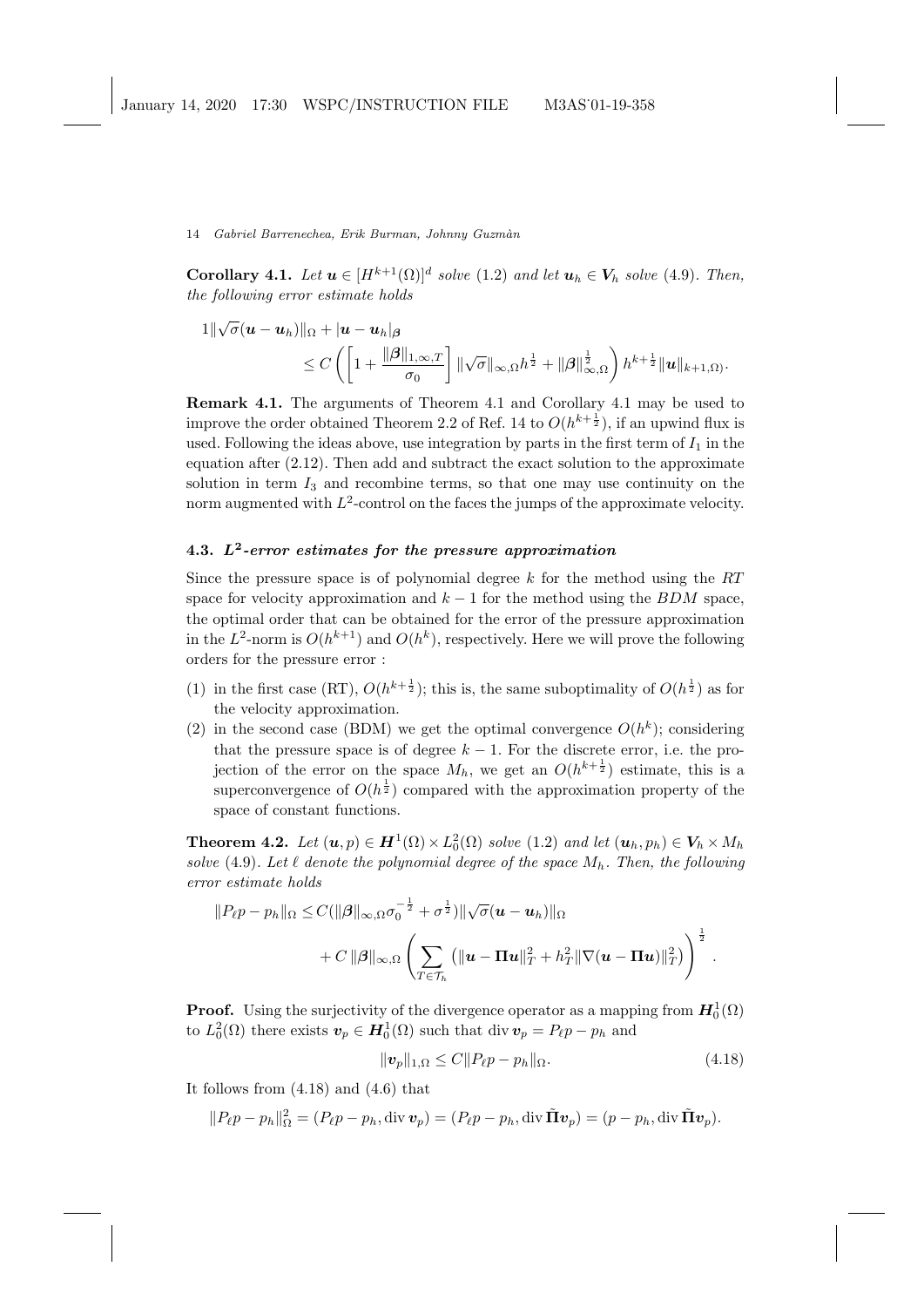**Corollary 4.1.** *Let $\boldsymbol{u} \in [H^{k+1}(\Omega)]^d$ solve (1.2) and let $\boldsymbol{u}_h \in \boldsymbol{V}_h$ solve (4.9). Then, the following error estimate holds*

$$
\begin{aligned}
1\|\sqrt{\sigma}(\boldsymbol{u}-\boldsymbol{u}_h)\|_\Omega + |\boldsymbol{u}-\boldsymbol{u}_h|_{\boldsymbol{\beta}} & \\
\leq C \left( \left[1 + \frac{\|\boldsymbol{\beta}\|_{1,\infty,T}}{\sigma_0}\right] \|\sqrt{\sigma}\|_{\infty,\Omega} h^{\frac{1}{2}} + \|\boldsymbol{\beta}\|_{\infty,\Omega}^{\frac{1}{2}} \right) & h^{k+\frac{1}{2}} \|\boldsymbol{u}\|_{k+1,\Omega)}.
\end{aligned}
$$

**Remark 4.1.** The arguments of Theorem 4.1 and Corollary 4.1 may be used to improve the order obtained Theorem 2.2 of Ref. 14 to $O(h^{k+\frac{1}{2}})$, if an upwind flux is used. Following the ideas above, use integration by parts in the first term of $I_1$ in the equation after (2.12). Then add and subtract the exact solution to the approximate solution in term $I_3$ and recombine terms, so that one may use continuity on the norm augmented with $L^2$-control on the faces the jumps of the approximate velocity.

### 4.3. *$L^2$-error estimates for the pressure approximation*

Since the pressure space is of polynomial degree $k$ for the method using the $RT$ space for velocity approximation and $k-1$ for the method using the $BDM$ space, the optimal order that can be obtained for the error of the pressure approximation in the $L^2$-norm is $O(h^{k+1})$ and $O(h^k)$, respectively. Here we will prove the following orders for the pressure error :

(1) in the first case (RT), $O(h^{k+\frac{1}{2}})$; this is, the same suboptimality of $O(h^{\frac{1}{2}})$ as for the velocity approximation.
(2) in the second case (BDM) we get the optimal convergence $O(h^k)$; considering that the pressure space is of degree $k-1$. For the discrete error, i.e. the projection of the error on the space $M_h$, we get an $O(h^{k+\frac{1}{2}})$ estimate, this is a superconvergence of $O(h^{\frac{1}{2}})$ compared with the approximation property of the space of constant functions.

**Theorem 4.2.** *Let $(\boldsymbol{u}, p) \in \boldsymbol{H}^1(\Omega) \times L^2_0(\Omega)$ solve (1.2) and let $(\boldsymbol{u}_h, p_h) \in \boldsymbol{V}_h \times M_h$ solve (4.9). Let $\ell$ denote the polynomial degree of the space $M_h$. Then, the following error estimate holds*

$$
\begin{aligned}
\|P_\ell p - p_h\|_\Omega \leq & C(\|\boldsymbol{\beta}\|_{\infty,\Omega}\sigma_0^{-\frac{1}{2}} + \sigma^{\frac{1}{2}})\|\sqrt{\sigma}(\boldsymbol{u}-\boldsymbol{u}_h)\|_\Omega \\
& + C\,\|\boldsymbol{\beta}\|_{\infty,\Omega} \left( \sum_{T\in\mathcal{T}_h} \left( \|\boldsymbol{u}-\boldsymbol{\Pi}\boldsymbol{u}\|_T^2 + h_T^2 \|\nabla(\boldsymbol{u}-\boldsymbol{\Pi}\boldsymbol{u})\|_T^2 \right) \right)^{\frac{1}{2}}.
\end{aligned}
$$

**Proof.** Using the surjectivity of the divergence operator as a mapping from $\boldsymbol{H}^1_0(\Omega)$ to $L^2_0(\Omega)$ there exists $\boldsymbol{v}_p \in \boldsymbol{H}^1_0(\Omega)$ such that $\operatorname{div} \boldsymbol{v}_p = P_\ell p - p_h$ and

$$
\|\boldsymbol{v}_p\|_{1,\Omega} \leq C\|P_\ell p - p_h\|_\Omega. \tag{4.18}
$$

It follows from (4.18) and (4.6) that

$$
\|P_\ell p - p_h\|_\Omega^2 = (P_\ell p - p_h, \operatorname{div} \boldsymbol{v}_p) = (P_\ell p - p_h, \operatorname{div} \tilde{\boldsymbol{\Pi}}\boldsymbol{v}_p) = (p - p_h, \operatorname{div} \tilde{\boldsymbol{\Pi}}\boldsymbol{v}_p).
$$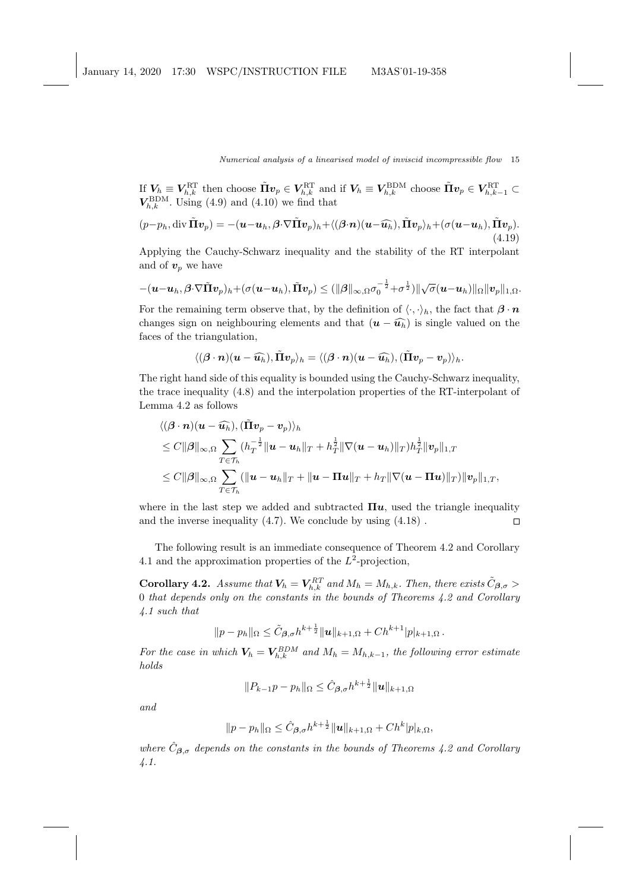If $\boldsymbol{V}_h \equiv \boldsymbol{V}_{h,k}^{\mathrm{RT}}$ then choose $\tilde{\boldsymbol{\Pi}}\boldsymbol{v}_p \in \boldsymbol{V}_{h,k}^{\mathrm{RT}}$ and if $\boldsymbol{V}_h \equiv \boldsymbol{V}_{h,k}^{\mathrm{BDM}}$ choose $\tilde{\boldsymbol{\Pi}}\boldsymbol{v}_p \in \boldsymbol{V}_{h,k-1}^{\mathrm{RT}} \subset \boldsymbol{V}_{h,k}^{\mathrm{BDM}}$. Using (4.9) and (4.10) we find that

$$(p-p_h, \operatorname{div} \tilde{\boldsymbol{\Pi}}\boldsymbol{v}_p) = -(\boldsymbol{u}-\boldsymbol{u}_h, \boldsymbol{\beta}\cdot\nabla\tilde{\boldsymbol{\Pi}}\boldsymbol{v}_p)_h + \langle(\boldsymbol{\beta}\cdot\boldsymbol{n})(\boldsymbol{u}-\widehat{\boldsymbol{u}_h}), \tilde{\boldsymbol{\Pi}}\boldsymbol{v}_p\rangle_h + (\sigma(\boldsymbol{u}-\boldsymbol{u}_h), \tilde{\boldsymbol{\Pi}}\boldsymbol{v}_p). \tag{4.19}$$

Applying the Cauchy-Schwarz inequality and the stability of the RT interpolant and of $\boldsymbol{v}_p$ we have

$$-(\boldsymbol{u}-\boldsymbol{u}_h, \boldsymbol{\beta}\cdot\nabla\tilde{\boldsymbol{\Pi}}\boldsymbol{v}_p)_h + (\sigma(\boldsymbol{u}-\boldsymbol{u}_h), \tilde{\boldsymbol{\Pi}}\boldsymbol{v}_p) \leq (\|\boldsymbol{\beta}\|_{\infty,\Omega}\sigma_0^{-\frac{1}{2}} + \sigma^{\frac{1}{2}})\|\sqrt{\sigma}(\boldsymbol{u}-\boldsymbol{u}_h)\|_\Omega \|\boldsymbol{v}_p\|_{1,\Omega}.$$

For the remaining term observe that, by the definition of $\langle\cdot,\cdot\rangle_h$, the fact that $\boldsymbol{\beta}\cdot\boldsymbol{n}$ changes sign on neighbouring elements and that $(\boldsymbol{u}-\widehat{\boldsymbol{u}_h})$ is single valued on the faces of the triangulation,

$$\langle(\boldsymbol{\beta}\cdot\boldsymbol{n})(\boldsymbol{u}-\widehat{\boldsymbol{u}_h}), \tilde{\boldsymbol{\Pi}}\boldsymbol{v}_p\rangle_h = \langle(\boldsymbol{\beta}\cdot\boldsymbol{n})(\boldsymbol{u}-\widehat{\boldsymbol{u}_h}), (\tilde{\boldsymbol{\Pi}}\boldsymbol{v}_p - \boldsymbol{v}_p)\rangle_h.$$

The right hand side of this equality is bounded using the Cauchy-Schwarz inequality, the trace inequality (4.8) and the interpolation properties of the RT-interpolant of Lemma 4.2 as follows

$$\begin{aligned}
&\langle(\boldsymbol{\beta}\cdot\boldsymbol{n})(\boldsymbol{u}-\widehat{\boldsymbol{u}_h}), (\tilde{\boldsymbol{\Pi}}\boldsymbol{v}_p - \boldsymbol{v}_p)\rangle_h \\
&\leq C\|\boldsymbol{\beta}\|_{\infty,\Omega} \sum_{T\in\mathcal{T}_h} (h_T^{-\frac{1}{2}}\|\boldsymbol{u}-\boldsymbol{u}_h\|_T + h_T^{\frac{1}{2}}\|\nabla(\boldsymbol{u}-\boldsymbol{u}_h)\|_T) h_T^{\frac{1}{2}}\|\boldsymbol{v}_p\|_{1,T} \\
&\leq C\|\boldsymbol{\beta}\|_{\infty,\Omega} \sum_{T\in\mathcal{T}_h} (\|\boldsymbol{u}-\boldsymbol{u}_h\|_T + \|\boldsymbol{u}-\boldsymbol{\Pi}\boldsymbol{u}\|_T + h_T\|\nabla(\boldsymbol{u}-\boldsymbol{\Pi}\boldsymbol{u})\|_T)\|\boldsymbol{v}_p\|_{1,T},
\end{aligned}$$

where in the last step we added and subtracted $\boldsymbol{\Pi}\boldsymbol{u}$, used the triangle inequality and the inverse inequality (4.7). We conclude by using (4.18) . $\square$

The following result is an immediate consequence of Theorem 4.2 and Corollary 4.1 and the approximation properties of the $L^2$-projection,

**Corollary 4.2.** *Assume that $\boldsymbol{V}_h = \boldsymbol{V}_{h,k}^{RT}$ and $M_h = M_{h,k}$. Then, there exists $\tilde{C}_{\boldsymbol{\beta},\sigma} > 0$ that depends only on the constants in the bounds of Theorems 4.2 and Corollary 4.1 such that*

$$\|p-p_h\|_\Omega \leq \tilde{C}_{\boldsymbol{\beta},\sigma} h^{k+\frac{1}{2}}\|\boldsymbol{u}\|_{k+1,\Omega} + Ch^{k+1}|p|_{k+1,\Omega}\,.$$

*For the case in which $\boldsymbol{V}_h = \boldsymbol{V}_{h,k}^{BDM}$ and $M_h = M_{h,k-1}$, the following error estimate holds*

$$\|P_{k-1}p - p_h\|_\Omega \leq \hat{C}_{\boldsymbol{\beta},\sigma} h^{k+\frac{1}{2}}\|\boldsymbol{u}\|_{k+1,\Omega}$$

*and*

$$\|p-p_h\|_\Omega \leq \hat{C}_{\boldsymbol{\beta},\sigma} h^{k+\frac{1}{2}}\|\boldsymbol{u}\|_{k+1,\Omega} + Ch^k|p|_{k,\Omega},$$

*where $\hat{C}_{\boldsymbol{\beta},\sigma}$ depends on the constants in the bounds of Theorems 4.2 and Corollary 4.1.*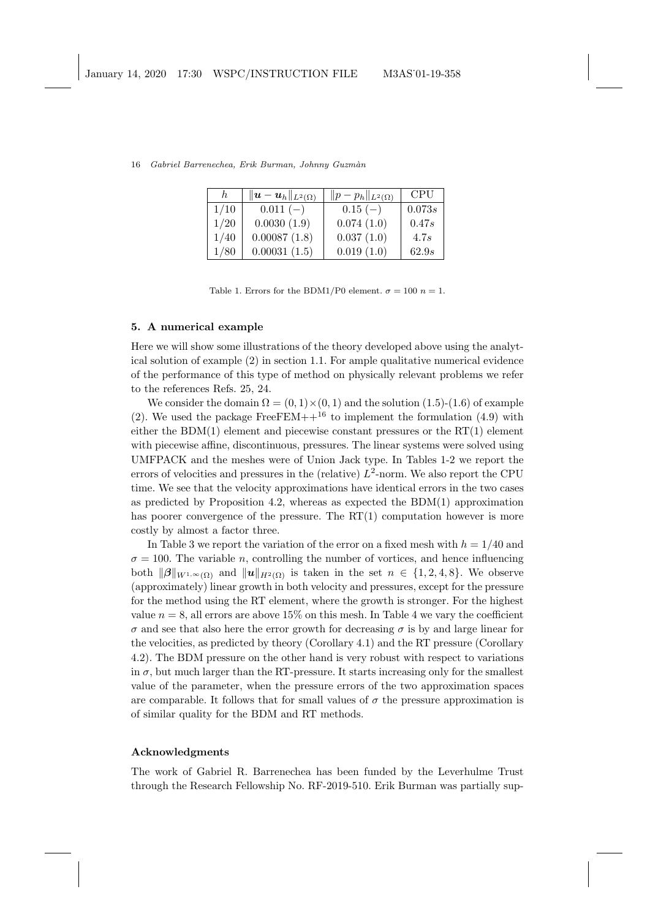| $h$ | $\|\boldsymbol{u} - \boldsymbol{u}_h\|_{L^2(\Omega)}$ | $\|p - p_h\|_{L^2(\Omega)}$ | CPU |
|---|---|---|---|
| 1/10 | 0.011 (−) | 0.15 (−) | 0.073$s$ |
| 1/20 | 0.0030 (1.9) | 0.074 (1.0) | 0.47$s$ |
| 1/40 | 0.00087 (1.8) | 0.037 (1.0) | 4.7$s$ |
| 1/80 | 0.00031 (1.5) | 0.019 (1.0) | 62.9$s$ |

Table 1. Errors for the BDM1/P0 element. $\sigma = 100$ $n = 1$.

## 5. A numerical example

Here we will show some illustrations of the theory developed above using the analytical solution of example (2) in section 1.1. For ample qualitative numerical evidence of the performance of this type of method on physically relevant problems we refer to the references Refs. 25, 24.

We consider the domain $\Omega = (0, 1) \times (0, 1)$ and the solution (1.5)-(1.6) of example (2). We used the package FreeFEM++[16] to implement the formulation (4.9) with either the BDM(1) element and piecewise constant pressures or the RT(1) element with piecewise affine, discontinuous, pressures. The linear systems were solved using UMFPACK and the meshes were of Union Jack type. In Tables 1-2 we report the errors of velocities and pressures in the (relative) $L^2$-norm. We also report the CPU time. We see that the velocity approximations have identical errors in the two cases as predicted by Proposition 4.2, whereas as expected the BDM(1) approximation has poorer convergence of the pressure. The RT(1) computation however is more costly by almost a factor three.

In Table 3 we report the variation of the error on a fixed mesh with $h = 1/40$ and $\sigma = 100$. The variable $n$, controlling the number of vortices, and hence influencing both $\|\boldsymbol{\beta}\|_{W^{1,\infty}(\Omega)}$ and $\|\boldsymbol{u}\|_{H^2(\Omega)}$ is taken in the set $n \in \{1, 2, 4, 8\}$. We observe (approximately) linear growth in both velocity and pressures, except for the pressure for the method using the RT element, where the growth is stronger. For the highest value $n = 8$, all errors are above 15% on this mesh. In Table 4 we vary the coefficient $\sigma$ and see that also here the error growth for decreasing $\sigma$ is by and large linear for the velocities, as predicted by theory (Corollary 4.1) and the RT pressure (Corollary 4.2). The BDM pressure on the other hand is very robust with respect to variations in $\sigma$, but much larger than the RT-pressure. It starts increasing only for the smallest value of the parameter, when the pressure errors of the two approximation spaces are comparable. It follows that for small values of $\sigma$ the pressure approximation is of similar quality for the BDM and RT methods.

### Acknowledgments

The work of Gabriel R. Barrenechea has been funded by the Leverhulme Trust through the Research Fellowship No. RF-2019-510. Erik Burman was partially sup-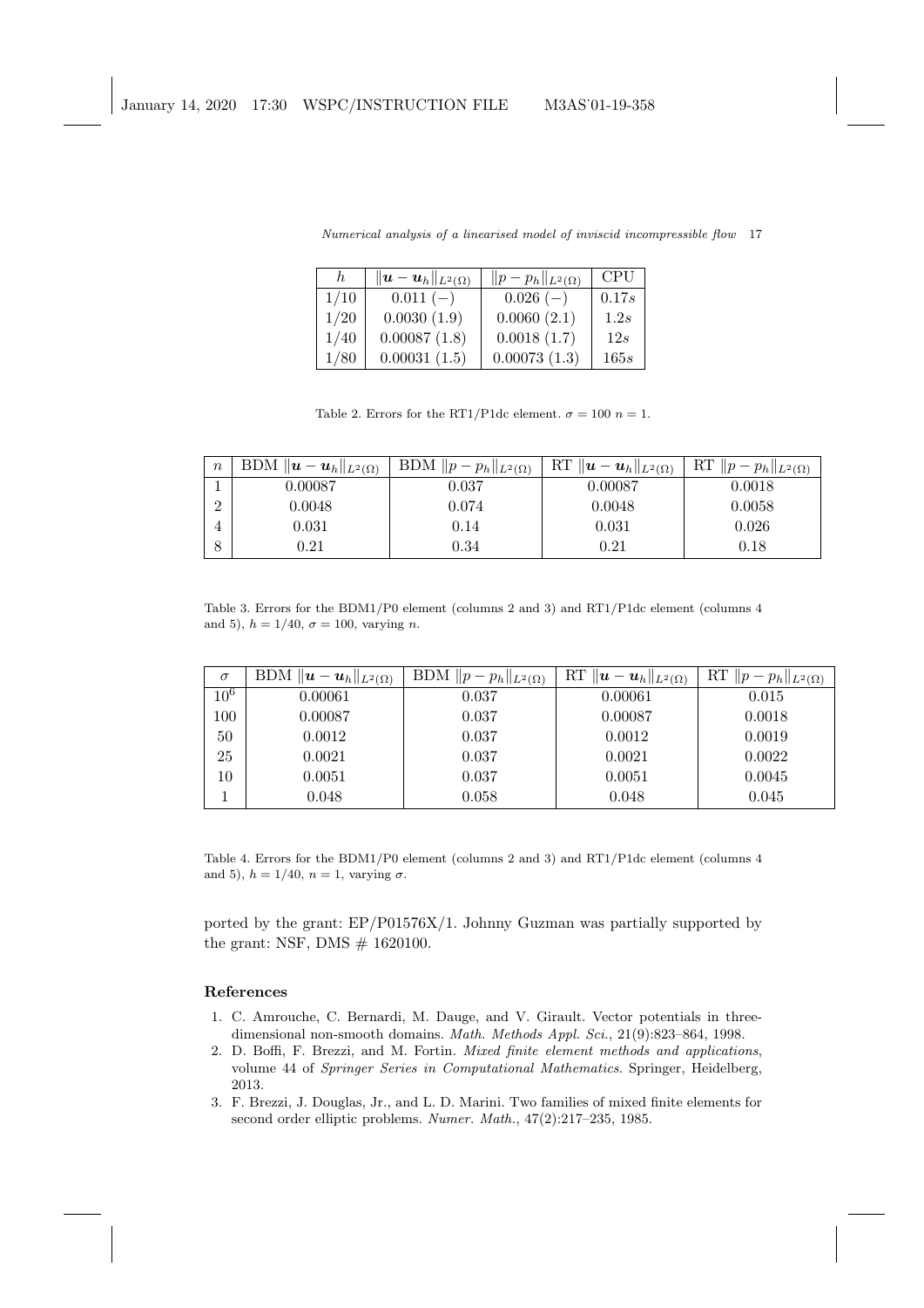| $h$ | $\|\boldsymbol{u}-\boldsymbol{u}_h\|_{L^2(\Omega)}$ | $\|p-p_h\|_{L^2(\Omega)}$ | CPU |
|---|---|---|---|
| 1/10 | 0.011 (−) | 0.026 (−) | $0.17s$ |
| 1/20 | 0.0030 (1.9) | 0.0060 (2.1) | $1.2s$ |
| 1/40 | 0.00087 (1.8) | 0.0018 (1.7) | $12s$ |
| 1/80 | 0.00031 (1.5) | 0.00073 (1.3) | $165s$ |

Table 2. Errors for the RT1/P1dc element. $\sigma = 100$ $n = 1$.

| $n$ | BDM $\|\boldsymbol{u}-\boldsymbol{u}_h\|_{L^2(\Omega)}$ | BDM $\|p-p_h\|_{L^2(\Omega)}$ | RT $\|\boldsymbol{u}-\boldsymbol{u}_h\|_{L^2(\Omega)}$ | RT $\|p-p_h\|_{L^2(\Omega)}$ |
|---|---|---|---|---|
| 1 | 0.00087 | 0.037 | 0.00087 | 0.0018 |
| 2 | 0.0048 | 0.074 | 0.0048 | 0.0058 |
| 4 | 0.031 | 0.14 | 0.031 | 0.026 |
| 8 | 0.21 | 0.34 | 0.21 | 0.18 |

Table 3. Errors for the BDM1/P0 element (columns 2 and 3) and RT1/P1dc element (columns 4 and 5), $h = 1/40$, $\sigma = 100$, varying $n$.

| $\sigma$ | BDM $\|\boldsymbol{u}-\boldsymbol{u}_h\|_{L^2(\Omega)}$ | BDM $\|p-p_h\|_{L^2(\Omega)}$ | RT $\|\boldsymbol{u}-\boldsymbol{u}_h\|_{L^2(\Omega)}$ | RT $\|p-p_h\|_{L^2(\Omega)}$ |
|---|---|---|---|---|
| $10^6$ | 0.00061 | 0.037 | 0.00061 | 0.015 |
| 100 | 0.00087 | 0.037 | 0.00087 | 0.0018 |
| 50 | 0.0012 | 0.037 | 0.0012 | 0.0019 |
| 25 | 0.0021 | 0.037 | 0.0021 | 0.0022 |
| 10 | 0.0051 | 0.037 | 0.0051 | 0.0045 |
| 1 | 0.048 | 0.058 | 0.048 | 0.045 |

Table 4. Errors for the BDM1/P0 element (columns 2 and 3) and RT1/P1dc element (columns 4 and 5), $h = 1/40$, $n = 1$, varying $\sigma$.

ported by the grant: EP/P01576X/1. Johnny Guzman was partially supported by the grant: NSF, DMS # 1620100.

## References

1. C. Amrouche, C. Bernardi, M. Dauge, and V. Girault. Vector potentials in three-dimensional non-smooth domains. *Math. Methods Appl. Sci.*, 21(9):823–864, 1998.
2. D. Boffi, F. Brezzi, and M. Fortin. *Mixed finite element methods and applications*, volume 44 of *Springer Series in Computational Mathematics*. Springer, Heidelberg, 2013.
3. F. Brezzi, J. Douglas, Jr., and L. D. Marini. Two families of mixed finite elements for second order elliptic problems. *Numer. Math.*, 47(2):217–235, 1985.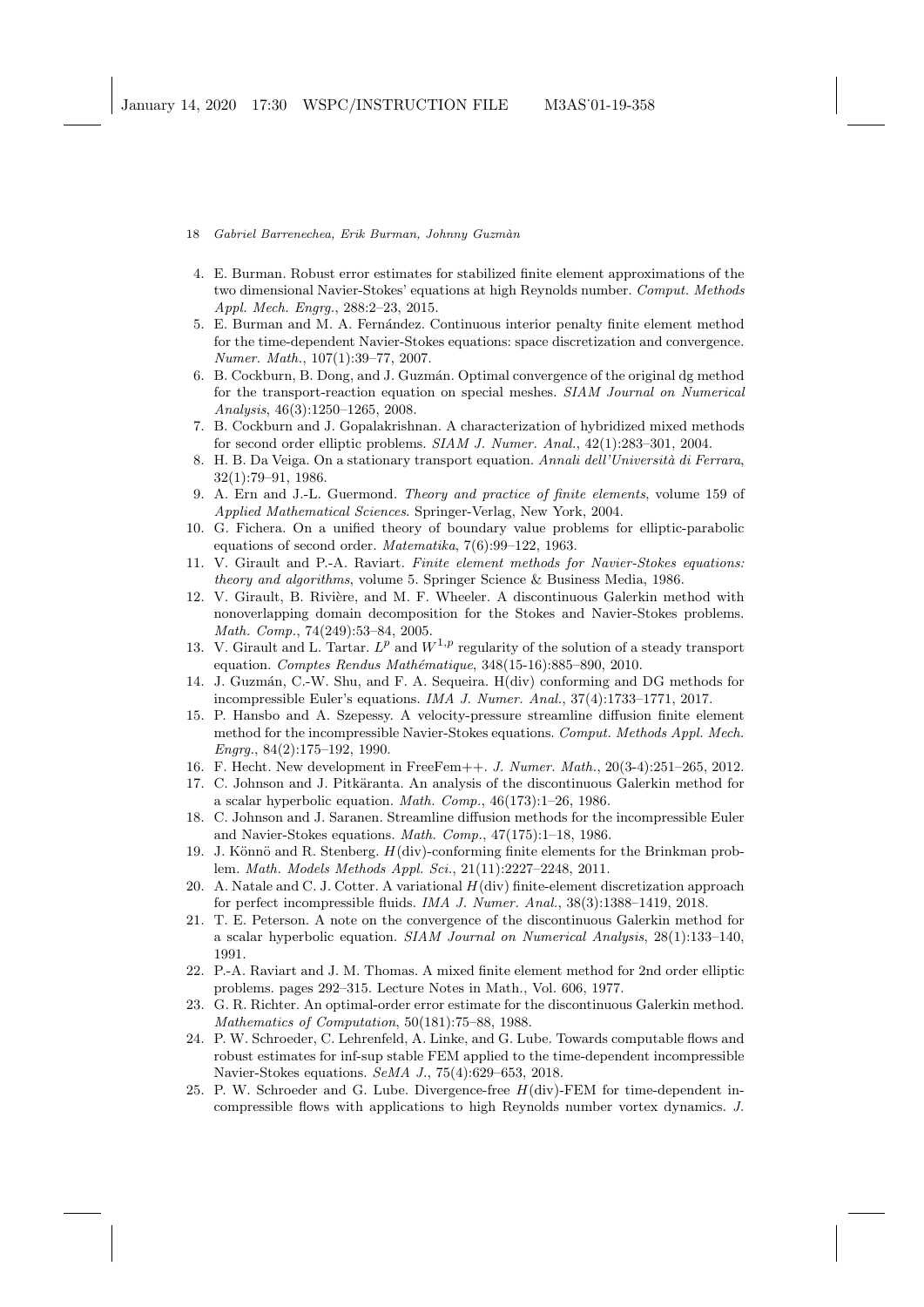4. E. Burman. Robust error estimates for stabilized finite element approximations of the two dimensional Navier-Stokes' equations at high Reynolds number. *Comput. Methods Appl. Mech. Engrg.*, 288:2–23, 2015.
5. E. Burman and M. A. Fernández. Continuous interior penalty finite element method for the time-dependent Navier-Stokes equations: space discretization and convergence. *Numer. Math.*, 107(1):39–77, 2007.
6. B. Cockburn, B. Dong, and J. Guzmán. Optimal convergence of the original dg method for the transport-reaction equation on special meshes. *SIAM Journal on Numerical Analysis*, 46(3):1250–1265, 2008.
7. B. Cockburn and J. Gopalakrishnan. A characterization of hybridized mixed methods for second order elliptic problems. *SIAM J. Numer. Anal.*, 42(1):283–301, 2004.
8. H. B. Da Veiga. On a stationary transport equation. *Annali dell'Università di Ferrara*, 32(1):79–91, 1986.
9. A. Ern and J.-L. Guermond. *Theory and practice of finite elements*, volume 159 of *Applied Mathematical Sciences*. Springer-Verlag, New York, 2004.
10. G. Fichera. On a unified theory of boundary value problems for elliptic-parabolic equations of second order. *Matematika*, 7(6):99–122, 1963.
11. V. Girault and P.-A. Raviart. *Finite element methods for Navier-Stokes equations: theory and algorithms*, volume 5. Springer Science & Business Media, 1986.
12. V. Girault, B. Rivière, and M. F. Wheeler. A discontinuous Galerkin method with nonoverlapping domain decomposition for the Stokes and Navier-Stokes problems. *Math. Comp.*, 74(249):53–84, 2005.
13. V. Girault and L. Tartar. $L^p$ and $W^{1,p}$ regularity of the solution of a steady transport equation. *Comptes Rendus Mathématique*, 348(15-16):885–890, 2010.
14. J. Guzmán, C.-W. Shu, and F. A. Sequeira. H(div) conforming and DG methods for incompressible Euler's equations. *IMA J. Numer. Anal.*, 37(4):1733–1771, 2017.
15. P. Hansbo and A. Szepessy. A velocity-pressure streamline diffusion finite element method for the incompressible Navier-Stokes equations. *Comput. Methods Appl. Mech. Engrg.*, 84(2):175–192, 1990.
16. F. Hecht. New development in FreeFem++. *J. Numer. Math.*, 20(3-4):251–265, 2012.
17. C. Johnson and J. Pitkäranta. An analysis of the discontinuous Galerkin method for a scalar hyperbolic equation. *Math. Comp.*, 46(173):1–26, 1986.
18. C. Johnson and J. Saranen. Streamline diffusion methods for the incompressible Euler and Navier-Stokes equations. *Math. Comp.*, 47(175):1–18, 1986.
19. J. Könnö and R. Stenberg. $H(\mathrm{div})$-conforming finite elements for the Brinkman problem. *Math. Models Methods Appl. Sci.*, 21(11):2227–2248, 2011.
20. A. Natale and C. J. Cotter. A variational $H(\mathrm{div})$ finite-element discretization approach for perfect incompressible fluids. *IMA J. Numer. Anal.*, 38(3):1388–1419, 2018.
21. T. E. Peterson. A note on the convergence of the discontinuous Galerkin method for a scalar hyperbolic equation. *SIAM Journal on Numerical Analysis*, 28(1):133–140, 1991.
22. P.-A. Raviart and J. M. Thomas. A mixed finite element method for 2nd order elliptic problems. pages 292–315. Lecture Notes in Math., Vol. 606, 1977.
23. G. R. Richter. An optimal-order error estimate for the discontinuous Galerkin method. *Mathematics of Computation*, 50(181):75–88, 1988.
24. P. W. Schroeder, C. Lehrenfeld, A. Linke, and G. Lube. Towards computable flows and robust estimates for inf-sup stable FEM applied to the time-dependent incompressible Navier-Stokes equations. *SeMA J.*, 75(4):629–653, 2018.
25. P. W. Schroeder and G. Lube. Divergence-free $H(\mathrm{div})$-FEM for time-dependent incompressible flows with applications to high Reynolds number vortex dynamics. *J.*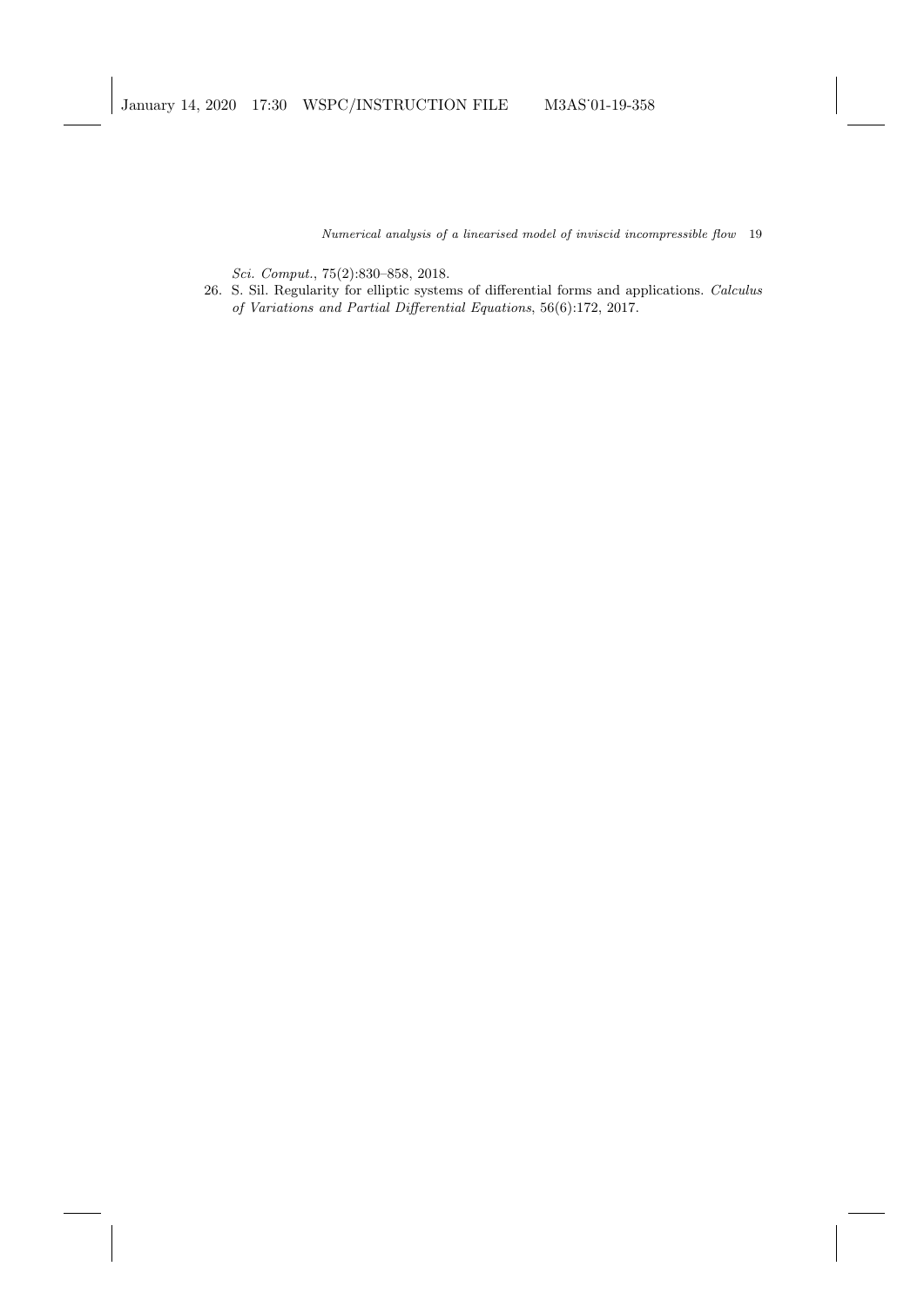*Sci. Comput.*, 75(2):830–858, 2018.

26. S. Sil. Regularity for elliptic systems of differential forms and applications. *Calculus of Variations and Partial Differential Equations*, 56(6):172, 2017.